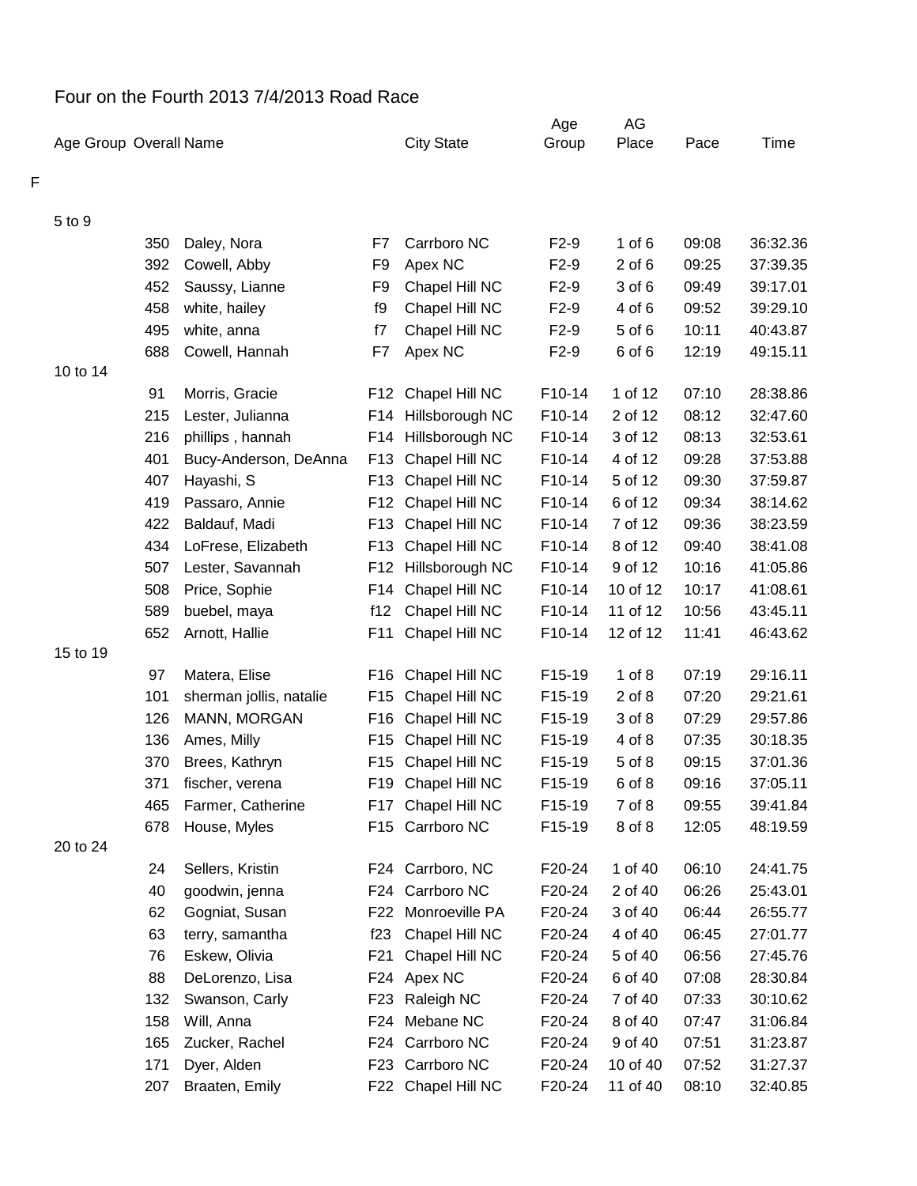# Four on the Fourth 2013 7/4/2013 Road Race

| Age Group | Overall | Name | | City State | Age Group | AG Place | Pace | Time |
|---|---|---|---|---|---|---|---|---|
| F | | | | | | | | |
| 5 to 9 | | | | | | | | |
| | 350 | Daley, Nora | F7 | Carrboro NC | F2-9 | 1 of 6 | 09:08 | 36:32.36 |
| | 392 | Cowell, Abby | F9 | Apex NC | F2-9 | 2 of 6 | 09:25 | 37:39.35 |
| | 452 | Saussy, Lianne | F9 | Chapel Hill NC | F2-9 | 3 of 6 | 09:49 | 39:17.01 |
| | 458 | white, hailey | f9 | Chapel Hill NC | F2-9 | 4 of 6 | 09:52 | 39:29.10 |
| | 495 | white, anna | f7 | Chapel Hill NC | F2-9 | 5 of 6 | 10:11 | 40:43.87 |
| | 688 | Cowell, Hannah | F7 | Apex NC | F2-9 | 6 of 6 | 12:19 | 49:15.11 |
| 10 to 14 | | | | | | | | |
| | 91 | Morris, Gracie | F12 | Chapel Hill NC | F10-14 | 1 of 12 | 07:10 | 28:38.86 |
| | 215 | Lester, Julianna | F14 | Hillsborough NC | F10-14 | 2 of 12 | 08:12 | 32:47.60 |
| | 216 | phillips , hannah | F14 | Hillsborough NC | F10-14 | 3 of 12 | 08:13 | 32:53.61 |
| | 401 | Bucy-Anderson, DeAnna | F13 | Chapel Hill NC | F10-14 | 4 of 12 | 09:28 | 37:53.88 |
| | 407 | Hayashi, S | F13 | Chapel Hill NC | F10-14 | 5 of 12 | 09:30 | 37:59.87 |
| | 419 | Passaro, Annie | F12 | Chapel Hill NC | F10-14 | 6 of 12 | 09:34 | 38:14.62 |
| | 422 | Baldauf, Madi | F13 | Chapel Hill NC | F10-14 | 7 of 12 | 09:36 | 38:23.59 |
| | 434 | LoFrese, Elizabeth | F13 | Chapel Hill NC | F10-14 | 8 of 12 | 09:40 | 38:41.08 |
| | 507 | Lester, Savannah | F12 | Hillsborough NC | F10-14 | 9 of 12 | 10:16 | 41:05.86 |
| | 508 | Price, Sophie | F14 | Chapel Hill NC | F10-14 | 10 of 12 | 10:17 | 41:08.61 |
| | 589 | buebel, maya | f12 | Chapel Hill NC | F10-14 | 11 of 12 | 10:56 | 43:45.11 |
| | 652 | Arnott, Hallie | F11 | Chapel Hill NC | F10-14 | 12 of 12 | 11:41 | 46:43.62 |
| 15 to 19 | | | | | | | | |
| | 97 | Matera, Elise | F16 | Chapel Hill NC | F15-19 | 1 of 8 | 07:19 | 29:16.11 |
| | 101 | sherman jollis, natalie | F15 | Chapel Hill NC | F15-19 | 2 of 8 | 07:20 | 29:21.61 |
| | 126 | MANN, MORGAN | F16 | Chapel Hill NC | F15-19 | 3 of 8 | 07:29 | 29:57.86 |
| | 136 | Ames, Milly | F15 | Chapel Hill NC | F15-19 | 4 of 8 | 07:35 | 30:18.35 |
| | 370 | Brees, Kathryn | F15 | Chapel Hill NC | F15-19 | 5 of 8 | 09:15 | 37:01.36 |
| | 371 | fischer, verena | F19 | Chapel Hill NC | F15-19 | 6 of 8 | 09:16 | 37:05.11 |
| | 465 | Farmer, Catherine | F17 | Chapel Hill NC | F15-19 | 7 of 8 | 09:55 | 39:41.84 |
| | 678 | House, Myles | F15 | Carrboro NC | F15-19 | 8 of 8 | 12:05 | 48:19.59 |
| 20 to 24 | | | | | | | | |
| | 24 | Sellers, Kristin | F24 | Carrboro, NC | F20-24 | 1 of 40 | 06:10 | 24:41.75 |
| | 40 | goodwin, jenna | F24 | Carrboro NC | F20-24 | 2 of 40 | 06:26 | 25:43.01 |
| | 62 | Gogniat, Susan | F22 | Monroeville PA | F20-24 | 3 of 40 | 06:44 | 26:55.77 |
| | 63 | terry, samantha | f23 | Chapel Hill NC | F20-24 | 4 of 40 | 06:45 | 27:01.77 |
| | 76 | Eskew, Olivia | F21 | Chapel Hill NC | F20-24 | 5 of 40 | 06:56 | 27:45.76 |
| | 88 | DeLorenzo, Lisa | F24 | Apex NC | F20-24 | 6 of 40 | 07:08 | 28:30.84 |
| | 132 | Swanson, Carly | F23 | Raleigh NC | F20-24 | 7 of 40 | 07:33 | 30:10.62 |
| | 158 | Will, Anna | F24 | Mebane NC | F20-24 | 8 of 40 | 07:47 | 31:06.84 |
| | 165 | Zucker, Rachel | F24 | Carrboro NC | F20-24 | 9 of 40 | 07:51 | 31:23.87 |
| | 171 | Dyer, Alden | F23 | Carrboro NC | F20-24 | 10 of 40 | 07:52 | 31:27.37 |
| | 207 | Braaten, Emily | F22 | Chapel Hill NC | F20-24 | 11 of 40 | 08:10 | 32:40.85 |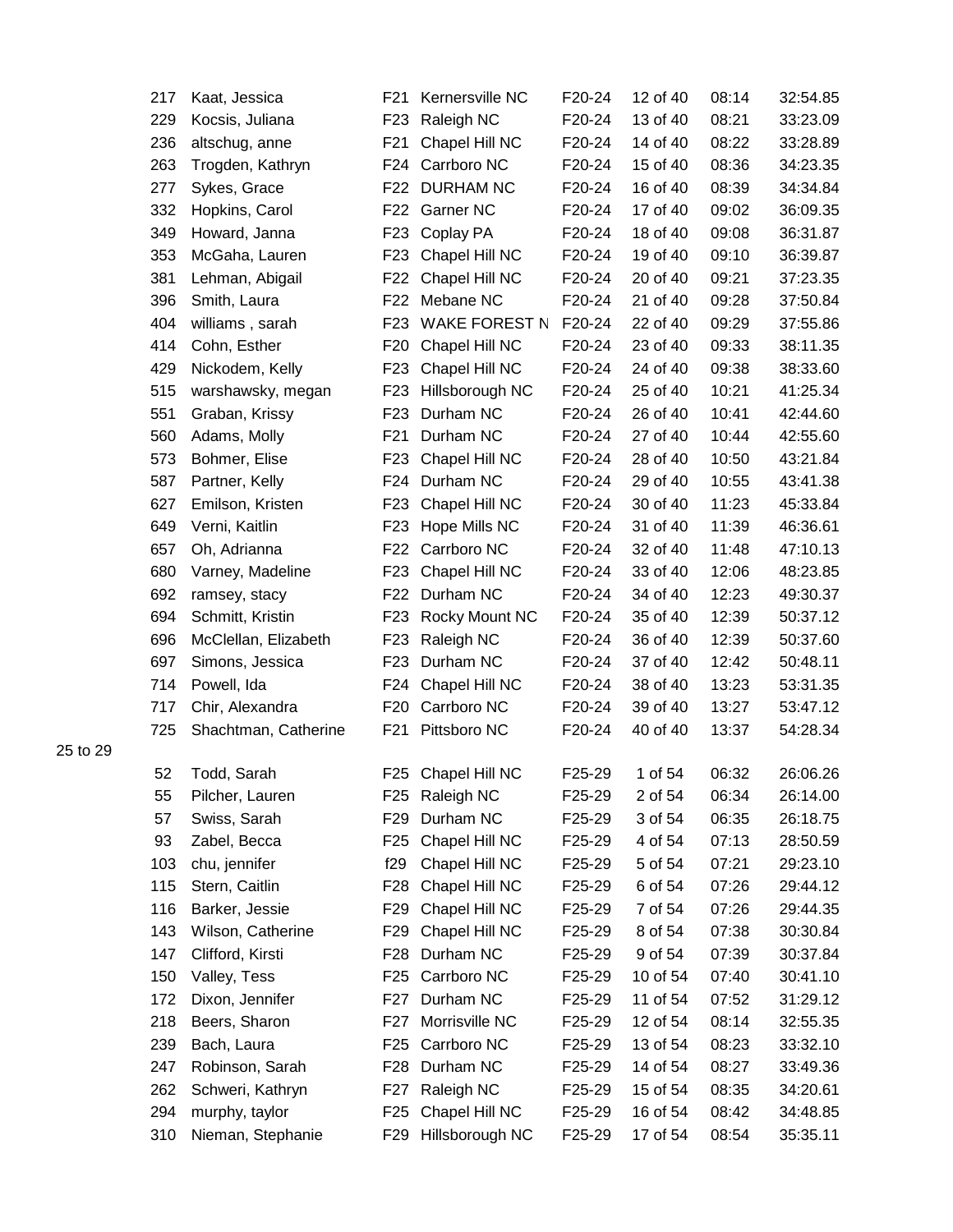| | | | | | | | |
|---|---|---|---|---|---|---|---|
| 217 | Kaat, Jessica | F21 | Kernersville NC | F20-24 | 12 of 40 | 08:14 | 32:54.85 |
| 229 | Kocsis, Juliana | F23 | Raleigh NC | F20-24 | 13 of 40 | 08:21 | 33:23.09 |
| 236 | altschug, anne | F21 | Chapel Hill NC | F20-24 | 14 of 40 | 08:22 | 33:28.89 |
| 263 | Trogden, Kathryn | F24 | Carrboro NC | F20-24 | 15 of 40 | 08:36 | 34:23.35 |
| 277 | Sykes, Grace | F22 | DURHAM NC | F20-24 | 16 of 40 | 08:39 | 34:34.84 |
| 332 | Hopkins, Carol | F22 | Garner NC | F20-24 | 17 of 40 | 09:02 | 36:09.35 |
| 349 | Howard, Janna | F23 | Coplay PA | F20-24 | 18 of 40 | 09:08 | 36:31.87 |
| 353 | McGaha, Lauren | F23 | Chapel Hill NC | F20-24 | 19 of 40 | 09:10 | 36:39.87 |
| 381 | Lehman, Abigail | F22 | Chapel Hill NC | F20-24 | 20 of 40 | 09:21 | 37:23.35 |
| 396 | Smith, Laura | F22 | Mebane NC | F20-24 | 21 of 40 | 09:28 | 37:50.84 |
| 404 | williams , sarah | F23 | WAKE FOREST N | F20-24 | 22 of 40 | 09:29 | 37:55.86 |
| 414 | Cohn, Esther | F20 | Chapel Hill NC | F20-24 | 23 of 40 | 09:33 | 38:11.35 |
| 429 | Nickodem, Kelly | F23 | Chapel Hill NC | F20-24 | 24 of 40 | 09:38 | 38:33.60 |
| 515 | warshawsky, megan | F23 | Hillsborough NC | F20-24 | 25 of 40 | 10:21 | 41:25.34 |
| 551 | Graban, Krissy | F23 | Durham NC | F20-24 | 26 of 40 | 10:41 | 42:44.60 |
| 560 | Adams, Molly | F21 | Durham NC | F20-24 | 27 of 40 | 10:44 | 42:55.60 |
| 573 | Bohmer, Elise | F23 | Chapel Hill NC | F20-24 | 28 of 40 | 10:50 | 43:21.84 |
| 587 | Partner, Kelly | F24 | Durham NC | F20-24 | 29 of 40 | 10:55 | 43:41.38 |
| 627 | Emilson, Kristen | F23 | Chapel Hill NC | F20-24 | 30 of 40 | 11:23 | 45:33.84 |
| 649 | Verni, Kaitlin | F23 | Hope Mills NC | F20-24 | 31 of 40 | 11:39 | 46:36.61 |
| 657 | Oh, Adrianna | F22 | Carrboro NC | F20-24 | 32 of 40 | 11:48 | 47:10.13 |
| 680 | Varney, Madeline | F23 | Chapel Hill NC | F20-24 | 33 of 40 | 12:06 | 48:23.85 |
| 692 | ramsey, stacy | F22 | Durham NC | F20-24 | 34 of 40 | 12:23 | 49:30.37 |
| 694 | Schmitt, Kristin | F23 | Rocky Mount NC | F20-24 | 35 of 40 | 12:39 | 50:37.12 |
| 696 | McClellan, Elizabeth | F23 | Raleigh NC | F20-24 | 36 of 40 | 12:39 | 50:37.60 |
| 697 | Simons, Jessica | F23 | Durham NC | F20-24 | 37 of 40 | 12:42 | 50:48.11 |
| 714 | Powell, Ida | F24 | Chapel Hill NC | F20-24 | 38 of 40 | 13:23 | 53:31.35 |
| 717 | Chir, Alexandra | F20 | Carrboro NC | F20-24 | 39 of 40 | 13:27 | 53:47.12 |
| 725 | Shachtman, Catherine | F21 | Pittsboro NC | F20-24 | 40 of 40 | 13:37 | 54:28.34 |

25 to 29

| | | | | | | | |
|---|---|---|---|---|---|---|---|
| 52 | Todd, Sarah | F25 | Chapel Hill NC | F25-29 | 1 of 54 | 06:32 | 26:06.26 |
| 55 | Pilcher, Lauren | F25 | Raleigh NC | F25-29 | 2 of 54 | 06:34 | 26:14.00 |
| 57 | Swiss, Sarah | F29 | Durham NC | F25-29 | 3 of 54 | 06:35 | 26:18.75 |
| 93 | Zabel, Becca | F25 | Chapel Hill NC | F25-29 | 4 of 54 | 07:13 | 28:50.59 |
| 103 | chu, jennifer | f29 | Chapel Hill NC | F25-29 | 5 of 54 | 07:21 | 29:23.10 |
| 115 | Stern, Caitlin | F28 | Chapel Hill NC | F25-29 | 6 of 54 | 07:26 | 29:44.12 |
| 116 | Barker, Jessie | F29 | Chapel Hill NC | F25-29 | 7 of 54 | 07:26 | 29:44.35 |
| 143 | Wilson, Catherine | F29 | Chapel Hill NC | F25-29 | 8 of 54 | 07:38 | 30:30.84 |
| 147 | Clifford, Kirsti | F28 | Durham NC | F25-29 | 9 of 54 | 07:39 | 30:37.84 |
| 150 | Valley, Tess | F25 | Carrboro NC | F25-29 | 10 of 54 | 07:40 | 30:41.10 |
| 172 | Dixon, Jennifer | F27 | Durham NC | F25-29 | 11 of 54 | 07:52 | 31:29.12 |
| 218 | Beers, Sharon | F27 | Morrisville NC | F25-29 | 12 of 54 | 08:14 | 32:55.35 |
| 239 | Bach, Laura | F25 | Carrboro NC | F25-29 | 13 of 54 | 08:23 | 33:32.10 |
| 247 | Robinson, Sarah | F28 | Durham NC | F25-29 | 14 of 54 | 08:27 | 33:49.36 |
| 262 | Schweri, Kathryn | F27 | Raleigh NC | F25-29 | 15 of 54 | 08:35 | 34:20.61 |
| 294 | murphy, taylor | F25 | Chapel Hill NC | F25-29 | 16 of 54 | 08:42 | 34:48.85 |
| 310 | Nieman, Stephanie | F29 | Hillsborough NC | F25-29 | 17 of 54 | 08:54 | 35:35.11 |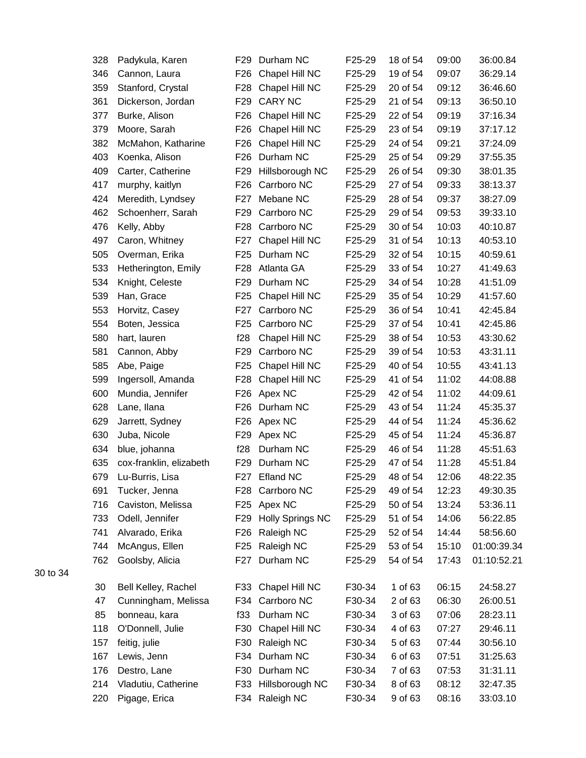| | | | | | | | |
|---|---|---|---|---|---|---|---|
| 328 | Padykula, Karen | F29 | Durham NC | F25-29 | 18 of 54 | 09:00 | 36:00.84 |
| 346 | Cannon, Laura | F26 | Chapel Hill NC | F25-29 | 19 of 54 | 09:07 | 36:29.14 |
| 359 | Stanford, Crystal | F28 | Chapel Hill NC | F25-29 | 20 of 54 | 09:12 | 36:46.60 |
| 361 | Dickerson, Jordan | F29 | CARY NC | F25-29 | 21 of 54 | 09:13 | 36:50.10 |
| 377 | Burke, Alison | F26 | Chapel Hill NC | F25-29 | 22 of 54 | 09:19 | 37:16.34 |
| 379 | Moore, Sarah | F26 | Chapel Hill NC | F25-29 | 23 of 54 | 09:19 | 37:17.12 |
| 382 | McMahon, Katharine | F26 | Chapel Hill NC | F25-29 | 24 of 54 | 09:21 | 37:24.09 |
| 403 | Koenka, Alison | F26 | Durham NC | F25-29 | 25 of 54 | 09:29 | 37:55.35 |
| 409 | Carter, Catherine | F29 | Hillsborough NC | F25-29 | 26 of 54 | 09:30 | 38:01.35 |
| 417 | murphy, kaitlyn | F26 | Carrboro NC | F25-29 | 27 of 54 | 09:33 | 38:13.37 |
| 424 | Meredith, Lyndsey | F27 | Mebane NC | F25-29 | 28 of 54 | 09:37 | 38:27.09 |
| 462 | Schoenherr, Sarah | F29 | Carrboro NC | F25-29 | 29 of 54 | 09:53 | 39:33.10 |
| 476 | Kelly, Abby | F28 | Carrboro NC | F25-29 | 30 of 54 | 10:03 | 40:10.87 |
| 497 | Caron, Whitney | F27 | Chapel Hill NC | F25-29 | 31 of 54 | 10:13 | 40:53.10 |
| 505 | Overman, Erika | F25 | Durham NC | F25-29 | 32 of 54 | 10:15 | 40:59.61 |
| 533 | Hetherington, Emily | F28 | Atlanta GA | F25-29 | 33 of 54 | 10:27 | 41:49.63 |
| 534 | Knight, Celeste | F29 | Durham NC | F25-29 | 34 of 54 | 10:28 | 41:51.09 |
| 539 | Han, Grace | F25 | Chapel Hill NC | F25-29 | 35 of 54 | 10:29 | 41:57.60 |
| 553 | Horvitz, Casey | F27 | Carrboro NC | F25-29 | 36 of 54 | 10:41 | 42:45.84 |
| 554 | Boten, Jessica | F25 | Carrboro NC | F25-29 | 37 of 54 | 10:41 | 42:45.86 |
| 580 | hart, lauren | f28 | Chapel Hill NC | F25-29 | 38 of 54 | 10:53 | 43:30.62 |
| 581 | Cannon, Abby | F29 | Carrboro NC | F25-29 | 39 of 54 | 10:53 | 43:31.11 |
| 585 | Abe, Paige | F25 | Chapel Hill NC | F25-29 | 40 of 54 | 10:55 | 43:41.13 |
| 599 | Ingersoll, Amanda | F28 | Chapel Hill NC | F25-29 | 41 of 54 | 11:02 | 44:08.88 |
| 600 | Mundia, Jennifer | F26 | Apex NC | F25-29 | 42 of 54 | 11:02 | 44:09.61 |
| 628 | Lane, Ilana | F26 | Durham NC | F25-29 | 43 of 54 | 11:24 | 45:35.37 |
| 629 | Jarrett, Sydney | F26 | Apex NC | F25-29 | 44 of 54 | 11:24 | 45:36.62 |
| 630 | Juba, Nicole | F29 | Apex NC | F25-29 | 45 of 54 | 11:24 | 45:36.87 |
| 634 | blue, johanna | f28 | Durham NC | F25-29 | 46 of 54 | 11:28 | 45:51.63 |
| 635 | cox-franklin, elizabeth | F29 | Durham NC | F25-29 | 47 of 54 | 11:28 | 45:51.84 |
| 679 | Lu-Burris, Lisa | F27 | Efland NC | F25-29 | 48 of 54 | 12:06 | 48:22.35 |
| 691 | Tucker, Jenna | F28 | Carrboro NC | F25-29 | 49 of 54 | 12:23 | 49:30.35 |
| 716 | Caviston, Melissa | F25 | Apex NC | F25-29 | 50 of 54 | 13:24 | 53:36.11 |
| 733 | Odell, Jennifer | F29 | Holly Springs NC | F25-29 | 51 of 54 | 14:06 | 56:22.85 |
| 741 | Alvarado, Erika | F26 | Raleigh NC | F25-29 | 52 of 54 | 14:44 | 58:56.60 |
| 744 | McAngus, Ellen | F25 | Raleigh NC | F25-29 | 53 of 54 | 15:10 | 01:00:39.34 |
| 762 | Goolsby, Alicia | F27 | Durham NC | F25-29 | 54 of 54 | 17:43 | 01:10:52.21 |

30 to 34

| | | | | | | | |
|---|---|---|---|---|---|---|---|
| 30 | Bell Kelley, Rachel | F33 | Chapel Hill NC | F30-34 | 1 of 63 | 06:15 | 24:58.27 |
| 47 | Cunningham, Melissa | F34 | Carrboro NC | F30-34 | 2 of 63 | 06:30 | 26:00.51 |
| 85 | bonneau, kara | f33 | Durham NC | F30-34 | 3 of 63 | 07:06 | 28:23.11 |
| 118 | O'Donnell, Julie | F30 | Chapel Hill NC | F30-34 | 4 of 63 | 07:27 | 29:46.11 |
| 157 | feitig, julie | F30 | Raleigh NC | F30-34 | 5 of 63 | 07:44 | 30:56.10 |
| 167 | Lewis, Jenn | F34 | Durham NC | F30-34 | 6 of 63 | 07:51 | 31:25.63 |
| 176 | Destro, Lane | F30 | Durham NC | F30-34 | 7 of 63 | 07:53 | 31:31.11 |
| 214 | Vladutiu, Catherine | F33 | Hillsborough NC | F30-34 | 8 of 63 | 08:12 | 32:47.35 |
| 220 | Pigage, Erica | F34 | Raleigh NC | F30-34 | 9 of 63 | 08:16 | 33:03.10 |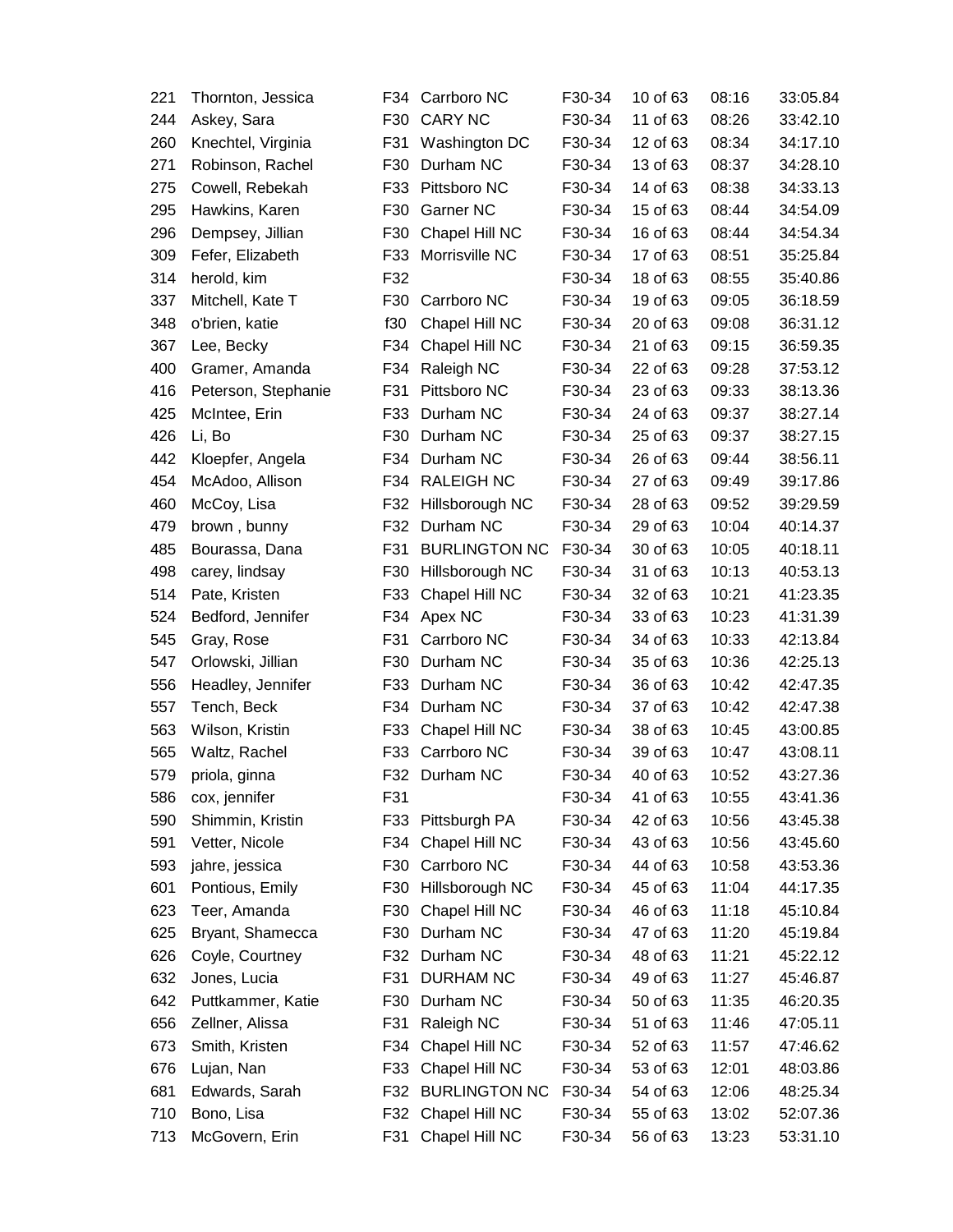| | | | | | | | |
|---|---|---|---|---|---|---|---|
| 221 | Thornton, Jessica | F34 | Carrboro NC | F30-34 | 10 of 63 | 08:16 | 33:05.84 |
| 244 | Askey, Sara | F30 | CARY NC | F30-34 | 11 of 63 | 08:26 | 33:42.10 |
| 260 | Knechtel, Virginia | F31 | Washington DC | F30-34 | 12 of 63 | 08:34 | 34:17.10 |
| 271 | Robinson, Rachel | F30 | Durham NC | F30-34 | 13 of 63 | 08:37 | 34:28.10 |
| 275 | Cowell, Rebekah | F33 | Pittsboro NC | F30-34 | 14 of 63 | 08:38 | 34:33.13 |
| 295 | Hawkins, Karen | F30 | Garner NC | F30-34 | 15 of 63 | 08:44 | 34:54.09 |
| 296 | Dempsey, Jillian | F30 | Chapel Hill NC | F30-34 | 16 of 63 | 08:44 | 34:54.34 |
| 309 | Fefer, Elizabeth | F33 | Morrisville NC | F30-34 | 17 of 63 | 08:51 | 35:25.84 |
| 314 | herold, kim | F32 | | F30-34 | 18 of 63 | 08:55 | 35:40.86 |
| 337 | Mitchell, Kate T | F30 | Carrboro NC | F30-34 | 19 of 63 | 09:05 | 36:18.59 |
| 348 | o'brien, katie | f30 | Chapel Hill NC | F30-34 | 20 of 63 | 09:08 | 36:31.12 |
| 367 | Lee, Becky | F34 | Chapel Hill NC | F30-34 | 21 of 63 | 09:15 | 36:59.35 |
| 400 | Gramer, Amanda | F34 | Raleigh NC | F30-34 | 22 of 63 | 09:28 | 37:53.12 |
| 416 | Peterson, Stephanie | F31 | Pittsboro NC | F30-34 | 23 of 63 | 09:33 | 38:13.36 |
| 425 | McIntee, Erin | F33 | Durham NC | F30-34 | 24 of 63 | 09:37 | 38:27.14 |
| 426 | Li, Bo | F30 | Durham NC | F30-34 | 25 of 63 | 09:37 | 38:27.15 |
| 442 | Kloepfer, Angela | F34 | Durham NC | F30-34 | 26 of 63 | 09:44 | 38:56.11 |
| 454 | McAdoo, Allison | F34 | RALEIGH NC | F30-34 | 27 of 63 | 09:49 | 39:17.86 |
| 460 | McCoy, Lisa | F32 | Hillsborough NC | F30-34 | 28 of 63 | 09:52 | 39:29.59 |
| 479 | brown , bunny | F32 | Durham NC | F30-34 | 29 of 63 | 10:04 | 40:14.37 |
| 485 | Bourassa, Dana | F31 | BURLINGTON NC | F30-34 | 30 of 63 | 10:05 | 40:18.11 |
| 498 | carey, lindsay | F30 | Hillsborough NC | F30-34 | 31 of 63 | 10:13 | 40:53.13 |
| 514 | Pate, Kristen | F33 | Chapel Hill NC | F30-34 | 32 of 63 | 10:21 | 41:23.35 |
| 524 | Bedford, Jennifer | F34 | Apex NC | F30-34 | 33 of 63 | 10:23 | 41:31.39 |
| 545 | Gray, Rose | F31 | Carrboro NC | F30-34 | 34 of 63 | 10:33 | 42:13.84 |
| 547 | Orlowski, Jillian | F30 | Durham NC | F30-34 | 35 of 63 | 10:36 | 42:25.13 |
| 556 | Headley, Jennifer | F33 | Durham NC | F30-34 | 36 of 63 | 10:42 | 42:47.35 |
| 557 | Tench, Beck | F34 | Durham NC | F30-34 | 37 of 63 | 10:42 | 42:47.38 |
| 563 | Wilson, Kristin | F33 | Chapel Hill NC | F30-34 | 38 of 63 | 10:45 | 43:00.85 |
| 565 | Waltz, Rachel | F33 | Carrboro NC | F30-34 | 39 of 63 | 10:47 | 43:08.11 |
| 579 | priola, ginna | F32 | Durham NC | F30-34 | 40 of 63 | 10:52 | 43:27.36 |
| 586 | cox, jennifer | F31 | | F30-34 | 41 of 63 | 10:55 | 43:41.36 |
| 590 | Shimmin, Kristin | F33 | Pittsburgh PA | F30-34 | 42 of 63 | 10:56 | 43:45.38 |
| 591 | Vetter, Nicole | F34 | Chapel Hill NC | F30-34 | 43 of 63 | 10:56 | 43:45.60 |
| 593 | jahre, jessica | F30 | Carrboro NC | F30-34 | 44 of 63 | 10:58 | 43:53.36 |
| 601 | Pontious, Emily | F30 | Hillsborough NC | F30-34 | 45 of 63 | 11:04 | 44:17.35 |
| 623 | Teer, Amanda | F30 | Chapel Hill NC | F30-34 | 46 of 63 | 11:18 | 45:10.84 |
| 625 | Bryant, Shamecca | F30 | Durham NC | F30-34 | 47 of 63 | 11:20 | 45:19.84 |
| 626 | Coyle, Courtney | F32 | Durham NC | F30-34 | 48 of 63 | 11:21 | 45:22.12 |
| 632 | Jones, Lucia | F31 | DURHAM NC | F30-34 | 49 of 63 | 11:27 | 45:46.87 |
| 642 | Puttkammer, Katie | F30 | Durham NC | F30-34 | 50 of 63 | 11:35 | 46:20.35 |
| 656 | Zellner, Alissa | F31 | Raleigh NC | F30-34 | 51 of 63 | 11:46 | 47:05.11 |
| 673 | Smith, Kristen | F34 | Chapel Hill NC | F30-34 | 52 of 63 | 11:57 | 47:46.62 |
| 676 | Lujan, Nan | F33 | Chapel Hill NC | F30-34 | 53 of 63 | 12:01 | 48:03.86 |
| 681 | Edwards, Sarah | F32 | BURLINGTON NC | F30-34 | 54 of 63 | 12:06 | 48:25.34 |
| 710 | Bono, Lisa | F32 | Chapel Hill NC | F30-34 | 55 of 63 | 13:02 | 52:07.36 |
| 713 | McGovern, Erin | F31 | Chapel Hill NC | F30-34 | 56 of 63 | 13:23 | 53:31.10 |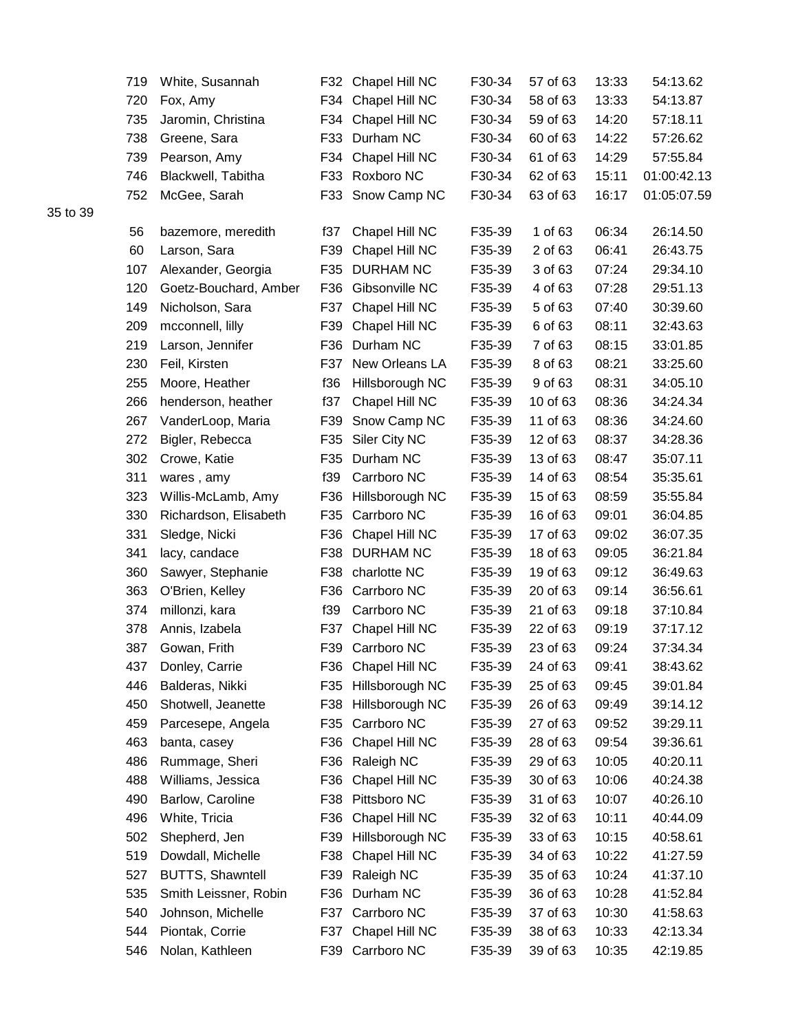| | | | | | | | |
|---|---|---|---|---|---|---|---|
| 719 | White, Susannah | F32 | Chapel Hill NC | F30-34 | 57 of 63 | 13:33 | 54:13.62 |
| 720 | Fox, Amy | F34 | Chapel Hill NC | F30-34 | 58 of 63 | 13:33 | 54:13.87 |
| 735 | Jaromin, Christina | F34 | Chapel Hill NC | F30-34 | 59 of 63 | 14:20 | 57:18.11 |
| 738 | Greene, Sara | F33 | Durham NC | F30-34 | 60 of 63 | 14:22 | 57:26.62 |
| 739 | Pearson, Amy | F34 | Chapel Hill NC | F30-34 | 61 of 63 | 14:29 | 57:55.84 |
| 746 | Blackwell, Tabitha | F33 | Roxboro NC | F30-34 | 62 of 63 | 15:11 | 01:00:42.13 |
| 752 | McGee, Sarah | F33 | Snow Camp NC | F30-34 | 63 of 63 | 16:17 | 01:05:07.59 |

35 to 39

| | | | | | | | |
|---|---|---|---|---|---|---|---|
| 56 | bazemore, meredith | f37 | Chapel Hill NC | F35-39 | 1 of 63 | 06:34 | 26:14.50 |
| 60 | Larson, Sara | F39 | Chapel Hill NC | F35-39 | 2 of 63 | 06:41 | 26:43.75 |
| 107 | Alexander, Georgia | F35 | DURHAM NC | F35-39 | 3 of 63 | 07:24 | 29:34.10 |
| 120 | Goetz-Bouchard, Amber | F36 | Gibsonville NC | F35-39 | 4 of 63 | 07:28 | 29:51.13 |
| 149 | Nicholson, Sara | F37 | Chapel Hill NC | F35-39 | 5 of 63 | 07:40 | 30:39.60 |
| 209 | mcconnell, lilly | F39 | Chapel Hill NC | F35-39 | 6 of 63 | 08:11 | 32:43.63 |
| 219 | Larson, Jennifer | F36 | Durham NC | F35-39 | 7 of 63 | 08:15 | 33:01.85 |
| 230 | Feil, Kirsten | F37 | New Orleans LA | F35-39 | 8 of 63 | 08:21 | 33:25.60 |
| 255 | Moore, Heather | f36 | Hillsborough NC | F35-39 | 9 of 63 | 08:31 | 34:05.10 |
| 266 | henderson, heather | f37 | Chapel Hill NC | F35-39 | 10 of 63 | 08:36 | 34:24.34 |
| 267 | VanderLoop, Maria | F39 | Snow Camp NC | F35-39 | 11 of 63 | 08:36 | 34:24.60 |
| 272 | Bigler, Rebecca | F35 | Siler City NC | F35-39 | 12 of 63 | 08:37 | 34:28.36 |
| 302 | Crowe, Katie | F35 | Durham NC | F35-39 | 13 of 63 | 08:47 | 35:07.11 |
| 311 | wares , amy | f39 | Carrboro NC | F35-39 | 14 of 63 | 08:54 | 35:35.61 |
| 323 | Willis-McLamb, Amy | F36 | Hillsborough NC | F35-39 | 15 of 63 | 08:59 | 35:55.84 |
| 330 | Richardson, Elisabeth | F35 | Carrboro NC | F35-39 | 16 of 63 | 09:01 | 36:04.85 |
| 331 | Sledge, Nicki | F36 | Chapel Hill NC | F35-39 | 17 of 63 | 09:02 | 36:07.35 |
| 341 | lacy, candace | F38 | DURHAM NC | F35-39 | 18 of 63 | 09:05 | 36:21.84 |
| 360 | Sawyer, Stephanie | F38 | charlotte NC | F35-39 | 19 of 63 | 09:12 | 36:49.63 |
| 363 | O'Brien, Kelley | F36 | Carrboro NC | F35-39 | 20 of 63 | 09:14 | 36:56.61 |
| 374 | millonzi, kara | f39 | Carrboro NC | F35-39 | 21 of 63 | 09:18 | 37:10.84 |
| 378 | Annis, Izabela | F37 | Chapel Hill NC | F35-39 | 22 of 63 | 09:19 | 37:17.12 |
| 387 | Gowan, Frith | F39 | Carrboro NC | F35-39 | 23 of 63 | 09:24 | 37:34.34 |
| 437 | Donley, Carrie | F36 | Chapel Hill NC | F35-39 | 24 of 63 | 09:41 | 38:43.62 |
| 446 | Balderas, Nikki | F35 | Hillsborough NC | F35-39 | 25 of 63 | 09:45 | 39:01.84 |
| 450 | Shotwell, Jeanette | F38 | Hillsborough NC | F35-39 | 26 of 63 | 09:49 | 39:14.12 |
| 459 | Parcesepe, Angela | F35 | Carrboro NC | F35-39 | 27 of 63 | 09:52 | 39:29.11 |
| 463 | banta, casey | F36 | Chapel Hill NC | F35-39 | 28 of 63 | 09:54 | 39:36.61 |
| 486 | Rummage, Sheri | F36 | Raleigh NC | F35-39 | 29 of 63 | 10:05 | 40:20.11 |
| 488 | Williams, Jessica | F36 | Chapel Hill NC | F35-39 | 30 of 63 | 10:06 | 40:24.38 |
| 490 | Barlow, Caroline | F38 | Pittsboro NC | F35-39 | 31 of 63 | 10:07 | 40:26.10 |
| 496 | White, Tricia | F36 | Chapel Hill NC | F35-39 | 32 of 63 | 10:11 | 40:44.09 |
| 502 | Shepherd, Jen | F39 | Hillsborough NC | F35-39 | 33 of 63 | 10:15 | 40:58.61 |
| 519 | Dowdall, Michelle | F38 | Chapel Hill NC | F35-39 | 34 of 63 | 10:22 | 41:27.59 |
| 527 | BUTTS, Shawntell | F39 | Raleigh NC | F35-39 | 35 of 63 | 10:24 | 41:37.10 |
| 535 | Smith Leissner, Robin | F36 | Durham NC | F35-39 | 36 of 63 | 10:28 | 41:52.84 |
| 540 | Johnson, Michelle | F37 | Carrboro NC | F35-39 | 37 of 63 | 10:30 | 41:58.63 |
| 544 | Piontak, Corrie | F37 | Chapel Hill NC | F35-39 | 38 of 63 | 10:33 | 42:13.34 |
| 546 | Nolan, Kathleen | F39 | Carrboro NC | F35-39 | 39 of 63 | 10:35 | 42:19.85 |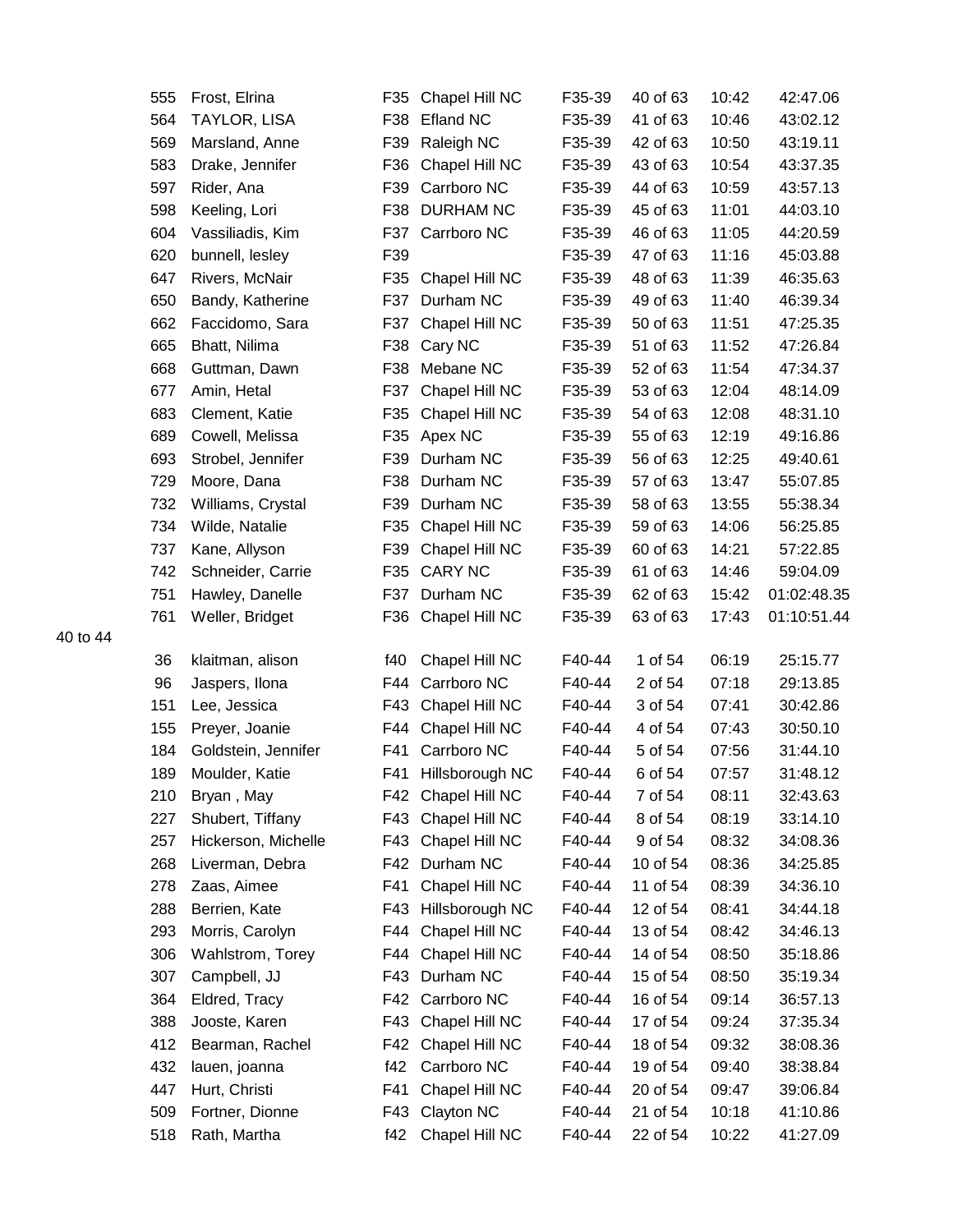| | | | | | | | |
|---|---|---|---|---|---|---|---|
| 555 | Frost, Elrina | F35 | Chapel Hill NC | F35-39 | 40 of 63 | 10:42 | 42:47.06 |
| 564 | TAYLOR, LISA | F38 | Efland NC | F35-39 | 41 of 63 | 10:46 | 43:02.12 |
| 569 | Marsland, Anne | F39 | Raleigh NC | F35-39 | 42 of 63 | 10:50 | 43:19.11 |
| 583 | Drake, Jennifer | F36 | Chapel Hill NC | F35-39 | 43 of 63 | 10:54 | 43:37.35 |
| 597 | Rider, Ana | F39 | Carrboro NC | F35-39 | 44 of 63 | 10:59 | 43:57.13 |
| 598 | Keeling, Lori | F38 | DURHAM NC | F35-39 | 45 of 63 | 11:01 | 44:03.10 |
| 604 | Vassiliadis, Kim | F37 | Carrboro NC | F35-39 | 46 of 63 | 11:05 | 44:20.59 |
| 620 | bunnell, lesley | F39 | | F35-39 | 47 of 63 | 11:16 | 45:03.88 |
| 647 | Rivers, McNair | F35 | Chapel Hill NC | F35-39 | 48 of 63 | 11:39 | 46:35.63 |
| 650 | Bandy, Katherine | F37 | Durham NC | F35-39 | 49 of 63 | 11:40 | 46:39.34 |
| 662 | Faccidomo, Sara | F37 | Chapel Hill NC | F35-39 | 50 of 63 | 11:51 | 47:25.35 |
| 665 | Bhatt, Nilima | F38 | Cary NC | F35-39 | 51 of 63 | 11:52 | 47:26.84 |
| 668 | Guttman, Dawn | F38 | Mebane NC | F35-39 | 52 of 63 | 11:54 | 47:34.37 |
| 677 | Amin, Hetal | F37 | Chapel Hill NC | F35-39 | 53 of 63 | 12:04 | 48:14.09 |
| 683 | Clement, Katie | F35 | Chapel Hill NC | F35-39 | 54 of 63 | 12:08 | 48:31.10 |
| 689 | Cowell, Melissa | F35 | Apex NC | F35-39 | 55 of 63 | 12:19 | 49:16.86 |
| 693 | Strobel, Jennifer | F39 | Durham NC | F35-39 | 56 of 63 | 12:25 | 49:40.61 |
| 729 | Moore, Dana | F38 | Durham NC | F35-39 | 57 of 63 | 13:47 | 55:07.85 |
| 732 | Williams, Crystal | F39 | Durham NC | F35-39 | 58 of 63 | 13:55 | 55:38.34 |
| 734 | Wilde, Natalie | F35 | Chapel Hill NC | F35-39 | 59 of 63 | 14:06 | 56:25.85 |
| 737 | Kane, Allyson | F39 | Chapel Hill NC | F35-39 | 60 of 63 | 14:21 | 57:22.85 |
| 742 | Schneider, Carrie | F35 | CARY NC | F35-39 | 61 of 63 | 14:46 | 59:04.09 |
| 751 | Hawley, Danelle | F37 | Durham NC | F35-39 | 62 of 63 | 15:42 | 01:02:48.35 |
| 761 | Weller, Bridget | F36 | Chapel Hill NC | F35-39 | 63 of 63 | 17:43 | 01:10:51.44 |

40 to 44

| | | | | | | | |
|---|---|---|---|---|---|---|---|
| 36 | klaitman, alison | f40 | Chapel Hill NC | F40-44 | 1 of 54 | 06:19 | 25:15.77 |
| 96 | Jaspers, Ilona | F44 | Carrboro NC | F40-44 | 2 of 54 | 07:18 | 29:13.85 |
| 151 | Lee, Jessica | F43 | Chapel Hill NC | F40-44 | 3 of 54 | 07:41 | 30:42.86 |
| 155 | Preyer, Joanie | F44 | Chapel Hill NC | F40-44 | 4 of 54 | 07:43 | 30:50.10 |
| 184 | Goldstein, Jennifer | F41 | Carrboro NC | F40-44 | 5 of 54 | 07:56 | 31:44.10 |
| 189 | Moulder, Katie | F41 | Hillsborough NC | F40-44 | 6 of 54 | 07:57 | 31:48.12 |
| 210 | Bryan , May | F42 | Chapel Hill NC | F40-44 | 7 of 54 | 08:11 | 32:43.63 |
| 227 | Shubert, Tiffany | F43 | Chapel Hill NC | F40-44 | 8 of 54 | 08:19 | 33:14.10 |
| 257 | Hickerson, Michelle | F43 | Chapel Hill NC | F40-44 | 9 of 54 | 08:32 | 34:08.36 |
| 268 | Liverman, Debra | F42 | Durham NC | F40-44 | 10 of 54 | 08:36 | 34:25.85 |
| 278 | Zaas, Aimee | F41 | Chapel Hill NC | F40-44 | 11 of 54 | 08:39 | 34:36.10 |
| 288 | Berrien, Kate | F43 | Hillsborough NC | F40-44 | 12 of 54 | 08:41 | 34:44.18 |
| 293 | Morris, Carolyn | F44 | Chapel Hill NC | F40-44 | 13 of 54 | 08:42 | 34:46.13 |
| 306 | Wahlstrom, Torey | F44 | Chapel Hill NC | F40-44 | 14 of 54 | 08:50 | 35:18.86 |
| 307 | Campbell, JJ | F43 | Durham NC | F40-44 | 15 of 54 | 08:50 | 35:19.34 |
| 364 | Eldred, Tracy | F42 | Carrboro NC | F40-44 | 16 of 54 | 09:14 | 36:57.13 |
| 388 | Jooste, Karen | F43 | Chapel Hill NC | F40-44 | 17 of 54 | 09:24 | 37:35.34 |
| 412 | Bearman, Rachel | F42 | Chapel Hill NC | F40-44 | 18 of 54 | 09:32 | 38:08.36 |
| 432 | lauen, joanna | f42 | Carrboro NC | F40-44 | 19 of 54 | 09:40 | 38:38.84 |
| 447 | Hurt, Christi | F41 | Chapel Hill NC | F40-44 | 20 of 54 | 09:47 | 39:06.84 |
| 509 | Fortner, Dionne | F43 | Clayton NC | F40-44 | 21 of 54 | 10:18 | 41:10.86 |
| 518 | Rath, Martha | f42 | Chapel Hill NC | F40-44 | 22 of 54 | 10:22 | 41:27.09 |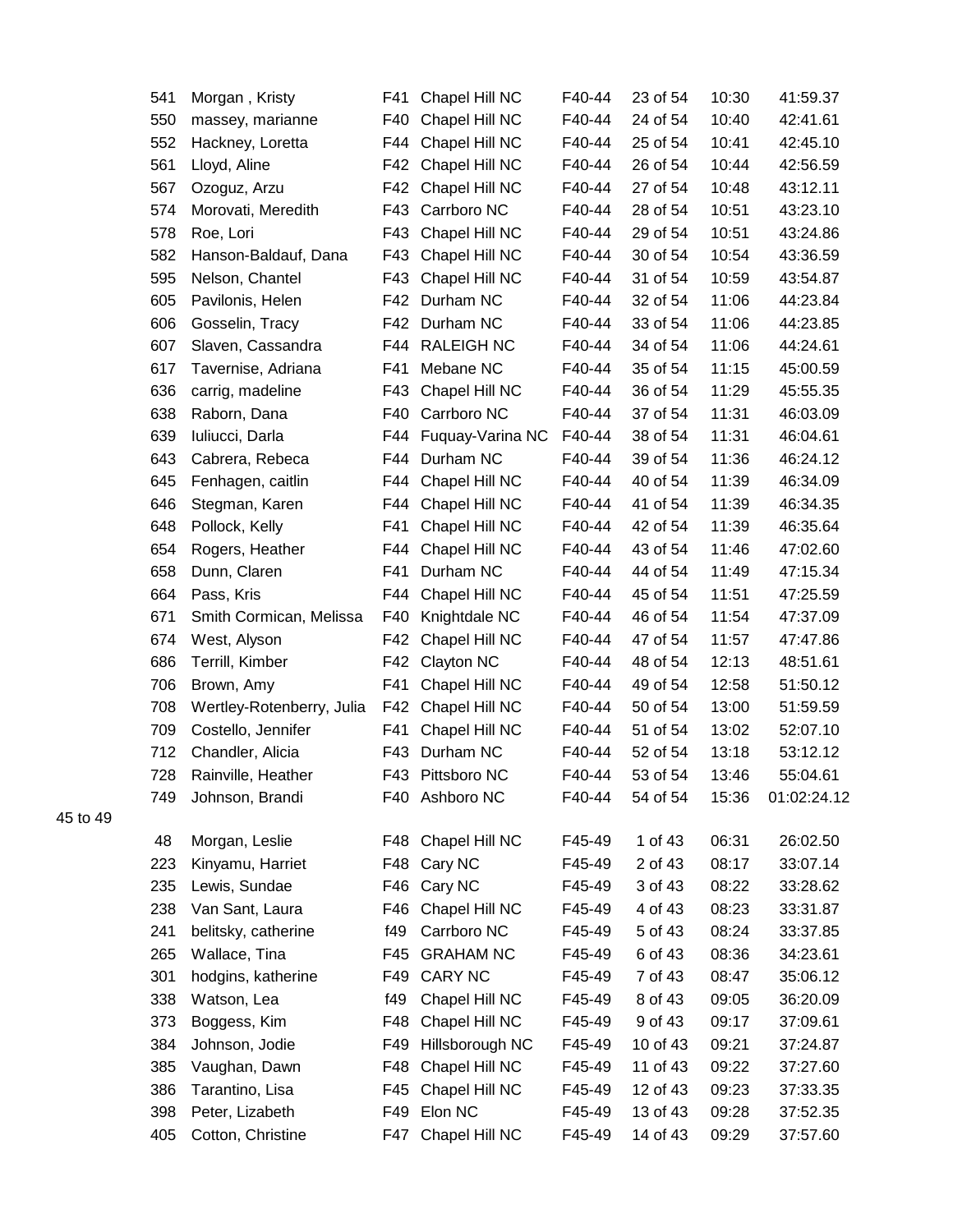| | | | | | | | |
|---|---|---|---|---|---|---|---|
| 541 | Morgan , Kristy | F41 | Chapel Hill NC | F40-44 | 23 of 54 | 10:30 | 41:59.37 |
| 550 | massey, marianne | F40 | Chapel Hill NC | F40-44 | 24 of 54 | 10:40 | 42:41.61 |
| 552 | Hackney, Loretta | F44 | Chapel Hill NC | F40-44 | 25 of 54 | 10:41 | 42:45.10 |
| 561 | Lloyd, Aline | F42 | Chapel Hill NC | F40-44 | 26 of 54 | 10:44 | 42:56.59 |
| 567 | Ozoguz, Arzu | F42 | Chapel Hill NC | F40-44 | 27 of 54 | 10:48 | 43:12.11 |
| 574 | Morovati, Meredith | F43 | Carrboro NC | F40-44 | 28 of 54 | 10:51 | 43:23.10 |
| 578 | Roe, Lori | F43 | Chapel Hill NC | F40-44 | 29 of 54 | 10:51 | 43:24.86 |
| 582 | Hanson-Baldauf, Dana | F43 | Chapel Hill NC | F40-44 | 30 of 54 | 10:54 | 43:36.59 |
| 595 | Nelson, Chantel | F43 | Chapel Hill NC | F40-44 | 31 of 54 | 10:59 | 43:54.87 |
| 605 | Pavilonis, Helen | F42 | Durham NC | F40-44 | 32 of 54 | 11:06 | 44:23.84 |
| 606 | Gosselin, Tracy | F42 | Durham NC | F40-44 | 33 of 54 | 11:06 | 44:23.85 |
| 607 | Slaven, Cassandra | F44 | RALEIGH NC | F40-44 | 34 of 54 | 11:06 | 44:24.61 |
| 617 | Tavernise, Adriana | F41 | Mebane NC | F40-44 | 35 of 54 | 11:15 | 45:00.59 |
| 636 | carrig, madeline | F43 | Chapel Hill NC | F40-44 | 36 of 54 | 11:29 | 45:55.35 |
| 638 | Raborn, Dana | F40 | Carrboro NC | F40-44 | 37 of 54 | 11:31 | 46:03.09 |
| 639 | Iuliucci, Darla | F44 | Fuquay-Varina NC | F40-44 | 38 of 54 | 11:31 | 46:04.61 |
| 643 | Cabrera, Rebeca | F44 | Durham NC | F40-44 | 39 of 54 | 11:36 | 46:24.12 |
| 645 | Fenhagen, caitlin | F44 | Chapel Hill NC | F40-44 | 40 of 54 | 11:39 | 46:34.09 |
| 646 | Stegman, Karen | F44 | Chapel Hill NC | F40-44 | 41 of 54 | 11:39 | 46:34.35 |
| 648 | Pollock, Kelly | F41 | Chapel Hill NC | F40-44 | 42 of 54 | 11:39 | 46:35.64 |
| 654 | Rogers, Heather | F44 | Chapel Hill NC | F40-44 | 43 of 54 | 11:46 | 47:02.60 |
| 658 | Dunn, Claren | F41 | Durham NC | F40-44 | 44 of 54 | 11:49 | 47:15.34 |
| 664 | Pass, Kris | F44 | Chapel Hill NC | F40-44 | 45 of 54 | 11:51 | 47:25.59 |
| 671 | Smith Cormican, Melissa | F40 | Knightdale NC | F40-44 | 46 of 54 | 11:54 | 47:37.09 |
| 674 | West, Alyson | F42 | Chapel Hill NC | F40-44 | 47 of 54 | 11:57 | 47:47.86 |
| 686 | Terrill, Kimber | F42 | Clayton NC | F40-44 | 48 of 54 | 12:13 | 48:51.61 |
| 706 | Brown, Amy | F41 | Chapel Hill NC | F40-44 | 49 of 54 | 12:58 | 51:50.12 |
| 708 | Wertley-Rotenberry, Julia | F42 | Chapel Hill NC | F40-44 | 50 of 54 | 13:00 | 51:59.59 |
| 709 | Costello, Jennifer | F41 | Chapel Hill NC | F40-44 | 51 of 54 | 13:02 | 52:07.10 |
| 712 | Chandler, Alicia | F43 | Durham NC | F40-44 | 52 of 54 | 13:18 | 53:12.12 |
| 728 | Rainville, Heather | F43 | Pittsboro NC | F40-44 | 53 of 54 | 13:46 | 55:04.61 |
| 749 | Johnson, Brandi | F40 | Ashboro NC | F40-44 | 54 of 54 | 15:36 | 01:02:24.12 |

45 to 49

| | | | | | | | |
|---|---|---|---|---|---|---|---|
| 48 | Morgan, Leslie | F48 | Chapel Hill NC | F45-49 | 1 of 43 | 06:31 | 26:02.50 |
| 223 | Kinyamu, Harriet | F48 | Cary NC | F45-49 | 2 of 43 | 08:17 | 33:07.14 |
| 235 | Lewis, Sundae | F46 | Cary NC | F45-49 | 3 of 43 | 08:22 | 33:28.62 |
| 238 | Van Sant, Laura | F46 | Chapel Hill NC | F45-49 | 4 of 43 | 08:23 | 33:31.87 |
| 241 | belitsky, catherine | f49 | Carrboro NC | F45-49 | 5 of 43 | 08:24 | 33:37.85 |
| 265 | Wallace, Tina | F45 | GRAHAM NC | F45-49 | 6 of 43 | 08:36 | 34:23.61 |
| 301 | hodgins, katherine | F49 | CARY NC | F45-49 | 7 of 43 | 08:47 | 35:06.12 |
| 338 | Watson, Lea | f49 | Chapel Hill NC | F45-49 | 8 of 43 | 09:05 | 36:20.09 |
| 373 | Boggess, Kim | F48 | Chapel Hill NC | F45-49 | 9 of 43 | 09:17 | 37:09.61 |
| 384 | Johnson, Jodie | F49 | Hillsborough NC | F45-49 | 10 of 43 | 09:21 | 37:24.87 |
| 385 | Vaughan, Dawn | F48 | Chapel Hill NC | F45-49 | 11 of 43 | 09:22 | 37:27.60 |
| 386 | Tarantino, Lisa | F45 | Chapel Hill NC | F45-49 | 12 of 43 | 09:23 | 37:33.35 |
| 398 | Peter, Lizabeth | F49 | Elon NC | F45-49 | 13 of 43 | 09:28 | 37:52.35 |
| 405 | Cotton, Christine | F47 | Chapel Hill NC | F45-49 | 14 of 43 | 09:29 | 37:57.60 |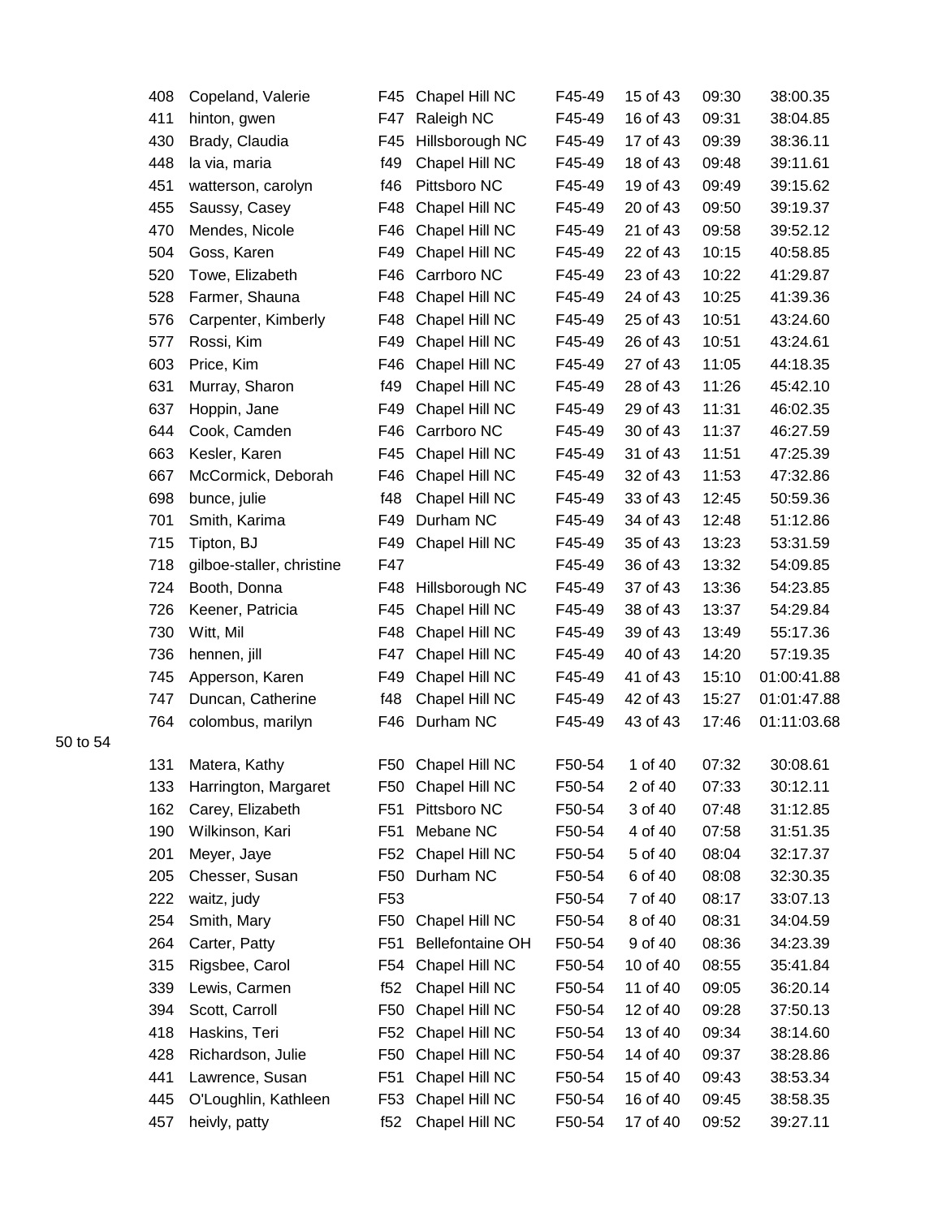| 408 | Copeland, Valerie | F45 | Chapel Hill NC | F45-49 | 15 of 43 | 09:30 | 38:00.35 |
|---|---|---|---|---|---|---|---|
| 411 | hinton, gwen | F47 | Raleigh NC | F45-49 | 16 of 43 | 09:31 | 38:04.85 |
| 430 | Brady, Claudia | F45 | Hillsborough NC | F45-49 | 17 of 43 | 09:39 | 38:36.11 |
| 448 | la via, maria | f49 | Chapel Hill NC | F45-49 | 18 of 43 | 09:48 | 39:11.61 |
| 451 | watterson, carolyn | f46 | Pittsboro NC | F45-49 | 19 of 43 | 09:49 | 39:15.62 |
| 455 | Saussy, Casey | F48 | Chapel Hill NC | F45-49 | 20 of 43 | 09:50 | 39:19.37 |
| 470 | Mendes, Nicole | F46 | Chapel Hill NC | F45-49 | 21 of 43 | 09:58 | 39:52.12 |
| 504 | Goss, Karen | F49 | Chapel Hill NC | F45-49 | 22 of 43 | 10:15 | 40:58.85 |
| 520 | Towe, Elizabeth | F46 | Carrboro NC | F45-49 | 23 of 43 | 10:22 | 41:29.87 |
| 528 | Farmer, Shauna | F48 | Chapel Hill NC | F45-49 | 24 of 43 | 10:25 | 41:39.36 |
| 576 | Carpenter, Kimberly | F48 | Chapel Hill NC | F45-49 | 25 of 43 | 10:51 | 43:24.60 |
| 577 | Rossi, Kim | F49 | Chapel Hill NC | F45-49 | 26 of 43 | 10:51 | 43:24.61 |
| 603 | Price, Kim | F46 | Chapel Hill NC | F45-49 | 27 of 43 | 11:05 | 44:18.35 |
| 631 | Murray, Sharon | f49 | Chapel Hill NC | F45-49 | 28 of 43 | 11:26 | 45:42.10 |
| 637 | Hoppin, Jane | F49 | Chapel Hill NC | F45-49 | 29 of 43 | 11:31 | 46:02.35 |
| 644 | Cook, Camden | F46 | Carrboro NC | F45-49 | 30 of 43 | 11:37 | 46:27.59 |
| 663 | Kesler, Karen | F45 | Chapel Hill NC | F45-49 | 31 of 43 | 11:51 | 47:25.39 |
| 667 | McCormick, Deborah | F46 | Chapel Hill NC | F45-49 | 32 of 43 | 11:53 | 47:32.86 |
| 698 | bunce, julie | f48 | Chapel Hill NC | F45-49 | 33 of 43 | 12:45 | 50:59.36 |
| 701 | Smith, Karima | F49 | Durham NC | F45-49 | 34 of 43 | 12:48 | 51:12.86 |
| 715 | Tipton, BJ | F49 | Chapel Hill NC | F45-49 | 35 of 43 | 13:23 | 53:31.59 |
| 718 | gilboe-staller, christine | F47 | | F45-49 | 36 of 43 | 13:32 | 54:09.85 |
| 724 | Booth, Donna | F48 | Hillsborough NC | F45-49 | 37 of 43 | 13:36 | 54:23.85 |
| 726 | Keener, Patricia | F45 | Chapel Hill NC | F45-49 | 38 of 43 | 13:37 | 54:29.84 |
| 730 | Witt, Mil | F48 | Chapel Hill NC | F45-49 | 39 of 43 | 13:49 | 55:17.36 |
| 736 | hennen, jill | F47 | Chapel Hill NC | F45-49 | 40 of 43 | 14:20 | 57:19.35 |
| 745 | Apperson, Karen | F49 | Chapel Hill NC | F45-49 | 41 of 43 | 15:10 | 01:00:41.88 |
| 747 | Duncan, Catherine | f48 | Chapel Hill NC | F45-49 | 42 of 43 | 15:27 | 01:01:47.88 |
| 764 | colombus, marilyn | F46 | Durham NC | F45-49 | 43 of 43 | 17:46 | 01:11:03.68 |

50 to 54

| 131 | Matera, Kathy | F50 | Chapel Hill NC | F50-54 | 1 of 40 | 07:32 | 30:08.61 |
|---|---|---|---|---|---|---|---|
| 133 | Harrington, Margaret | F50 | Chapel Hill NC | F50-54 | 2 of 40 | 07:33 | 30:12.11 |
| 162 | Carey, Elizabeth | F51 | Pittsboro NC | F50-54 | 3 of 40 | 07:48 | 31:12.85 |
| 190 | Wilkinson, Kari | F51 | Mebane NC | F50-54 | 4 of 40 | 07:58 | 31:51.35 |
| 201 | Meyer, Jaye | F52 | Chapel Hill NC | F50-54 | 5 of 40 | 08:04 | 32:17.37 |
| 205 | Chesser, Susan | F50 | Durham NC | F50-54 | 6 of 40 | 08:08 | 32:30.35 |
| 222 | waitz, judy | F53 | | F50-54 | 7 of 40 | 08:17 | 33:07.13 |
| 254 | Smith, Mary | F50 | Chapel Hill NC | F50-54 | 8 of 40 | 08:31 | 34:04.59 |
| 264 | Carter, Patty | F51 | Bellefontaine OH | F50-54 | 9 of 40 | 08:36 | 34:23.39 |
| 315 | Rigsbee, Carol | F54 | Chapel Hill NC | F50-54 | 10 of 40 | 08:55 | 35:41.84 |
| 339 | Lewis, Carmen | f52 | Chapel Hill NC | F50-54 | 11 of 40 | 09:05 | 36:20.14 |
| 394 | Scott, Carroll | F50 | Chapel Hill NC | F50-54 | 12 of 40 | 09:28 | 37:50.13 |
| 418 | Haskins, Teri | F52 | Chapel Hill NC | F50-54 | 13 of 40 | 09:34 | 38:14.60 |
| 428 | Richardson, Julie | F50 | Chapel Hill NC | F50-54 | 14 of 40 | 09:37 | 38:28.86 |
| 441 | Lawrence, Susan | F51 | Chapel Hill NC | F50-54 | 15 of 40 | 09:43 | 38:53.34 |
| 445 | O'Loughlin, Kathleen | F53 | Chapel Hill NC | F50-54 | 16 of 40 | 09:45 | 38:58.35 |
| 457 | heivly, patty | f52 | Chapel Hill NC | F50-54 | 17 of 40 | 09:52 | 39:27.11 |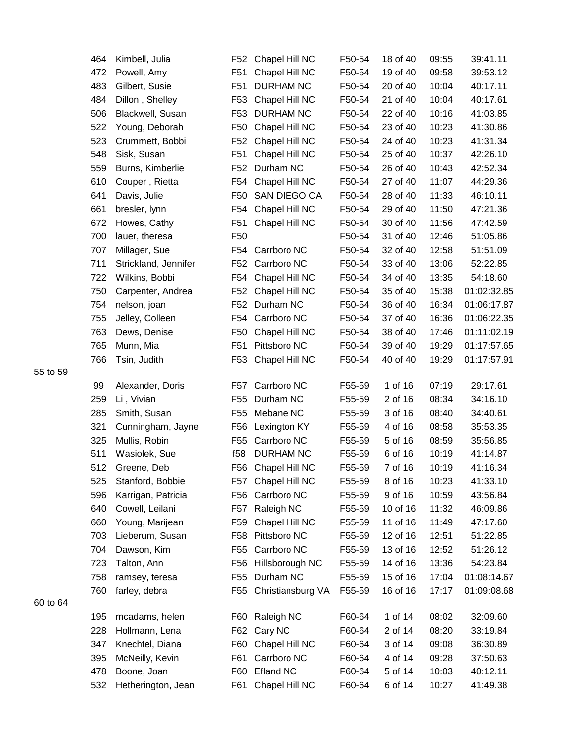| | | | | | | | |
|---|---|---|---|---|---|---|---|
| 464 | Kimbell, Julia | F52 | Chapel Hill NC | F50-54 | 18 of 40 | 09:55 | 39:41.11 |
| 472 | Powell, Amy | F51 | Chapel Hill NC | F50-54 | 19 of 40 | 09:58 | 39:53.12 |
| 483 | Gilbert, Susie | F51 | DURHAM NC | F50-54 | 20 of 40 | 10:04 | 40:17.11 |
| 484 | Dillon , Shelley | F53 | Chapel Hill NC | F50-54 | 21 of 40 | 10:04 | 40:17.61 |
| 506 | Blackwell, Susan | F53 | DURHAM NC | F50-54 | 22 of 40 | 10:16 | 41:03.85 |
| 522 | Young, Deborah | F50 | Chapel Hill NC | F50-54 | 23 of 40 | 10:23 | 41:30.86 |
| 523 | Crummett, Bobbi | F52 | Chapel Hill NC | F50-54 | 24 of 40 | 10:23 | 41:31.34 |
| 548 | Sisk, Susan | F51 | Chapel Hill NC | F50-54 | 25 of 40 | 10:37 | 42:26.10 |
| 559 | Burns, Kimberlie | F52 | Durham NC | F50-54 | 26 of 40 | 10:43 | 42:52.34 |
| 610 | Couper , Rietta | F54 | Chapel Hill NC | F50-54 | 27 of 40 | 11:07 | 44:29.36 |
| 641 | Davis, Julie | F50 | SAN DIEGO CA | F50-54 | 28 of 40 | 11:33 | 46:10.11 |
| 661 | bresler, lynn | F54 | Chapel Hill NC | F50-54 | 29 of 40 | 11:50 | 47:21.36 |
| 672 | Howes, Cathy | F51 | Chapel Hill NC | F50-54 | 30 of 40 | 11:56 | 47:42.59 |
| 700 | lauer, theresa | F50 | | F50-54 | 31 of 40 | 12:46 | 51:05.86 |
| 707 | Millager, Sue | F54 | Carrboro NC | F50-54 | 32 of 40 | 12:58 | 51:51.09 |
| 711 | Strickland, Jennifer | F52 | Carrboro NC | F50-54 | 33 of 40 | 13:06 | 52:22.85 |
| 722 | Wilkins, Bobbi | F54 | Chapel Hill NC | F50-54 | 34 of 40 | 13:35 | 54:18.60 |
| 750 | Carpenter, Andrea | F52 | Chapel Hill NC | F50-54 | 35 of 40 | 15:38 | 01:02:32.85 |
| 754 | nelson, joan | F52 | Durham NC | F50-54 | 36 of 40 | 16:34 | 01:06:17.87 |
| 755 | Jelley, Colleen | F54 | Carrboro NC | F50-54 | 37 of 40 | 16:36 | 01:06:22.35 |
| 763 | Dews, Denise | F50 | Chapel Hill NC | F50-54 | 38 of 40 | 17:46 | 01:11:02.19 |
| 765 | Munn, Mia | F51 | Pittsboro NC | F50-54 | 39 of 40 | 19:29 | 01:17:57.65 |
| 766 | Tsin, Judith | F53 | Chapel Hill NC | F50-54 | 40 of 40 | 19:29 | 01:17:57.91 |

55 to 59

| | | | | | | | |
|---|---|---|---|---|---|---|---|
| 99 | Alexander, Doris | F57 | Carrboro NC | F55-59 | 1 of 16 | 07:19 | 29:17.61 |
| 259 | Li , Vivian | F55 | Durham NC | F55-59 | 2 of 16 | 08:34 | 34:16.10 |
| 285 | Smith, Susan | F55 | Mebane NC | F55-59 | 3 of 16 | 08:40 | 34:40.61 |
| 321 | Cunningham, Jayne | F56 | Lexington KY | F55-59 | 4 of 16 | 08:58 | 35:53.35 |
| 325 | Mullis, Robin | F55 | Carrboro NC | F55-59 | 5 of 16 | 08:59 | 35:56.85 |
| 511 | Wasiolek, Sue | f58 | DURHAM NC | F55-59 | 6 of 16 | 10:19 | 41:14.87 |
| 512 | Greene, Deb | F56 | Chapel Hill NC | F55-59 | 7 of 16 | 10:19 | 41:16.34 |
| 525 | Stanford, Bobbie | F57 | Chapel Hill NC | F55-59 | 8 of 16 | 10:23 | 41:33.10 |
| 596 | Karrigan, Patricia | F56 | Carrboro NC | F55-59 | 9 of 16 | 10:59 | 43:56.84 |
| 640 | Cowell, Leilani | F57 | Raleigh NC | F55-59 | 10 of 16 | 11:32 | 46:09.86 |
| 660 | Young, Marijean | F59 | Chapel Hill NC | F55-59 | 11 of 16 | 11:49 | 47:17.60 |
| 703 | Lieberum, Susan | F58 | Pittsboro NC | F55-59 | 12 of 16 | 12:51 | 51:22.85 |
| 704 | Dawson, Kim | F55 | Carrboro NC | F55-59 | 13 of 16 | 12:52 | 51:26.12 |
| 723 | Talton, Ann | F56 | Hillsborough NC | F55-59 | 14 of 16 | 13:36 | 54:23.84 |
| 758 | ramsey, teresa | F55 | Durham NC | F55-59 | 15 of 16 | 17:04 | 01:08:14.67 |
| 760 | farley, debra | F55 | Christiansburg VA | F55-59 | 16 of 16 | 17:17 | 01:09:08.68 |

60 to 64

| | | | | | | | |
|---|---|---|---|---|---|---|---|
| 195 | mcadams, helen | F60 | Raleigh NC | F60-64 | 1 of 14 | 08:02 | 32:09.60 |
| 228 | Hollmann, Lena | F62 | Cary NC | F60-64 | 2 of 14 | 08:20 | 33:19.84 |
| 347 | Knechtel, Diana | F60 | Chapel Hill NC | F60-64 | 3 of 14 | 09:08 | 36:30.89 |
| 395 | McNeilly, Kevin | F61 | Carrboro NC | F60-64 | 4 of 14 | 09:28 | 37:50.63 |
| 478 | Boone, Joan | F60 | Efland NC | F60-64 | 5 of 14 | 10:03 | 40:12.11 |
| 532 | Hetherington, Jean | F61 | Chapel Hill NC | F60-64 | 6 of 14 | 10:27 | 41:49.38 |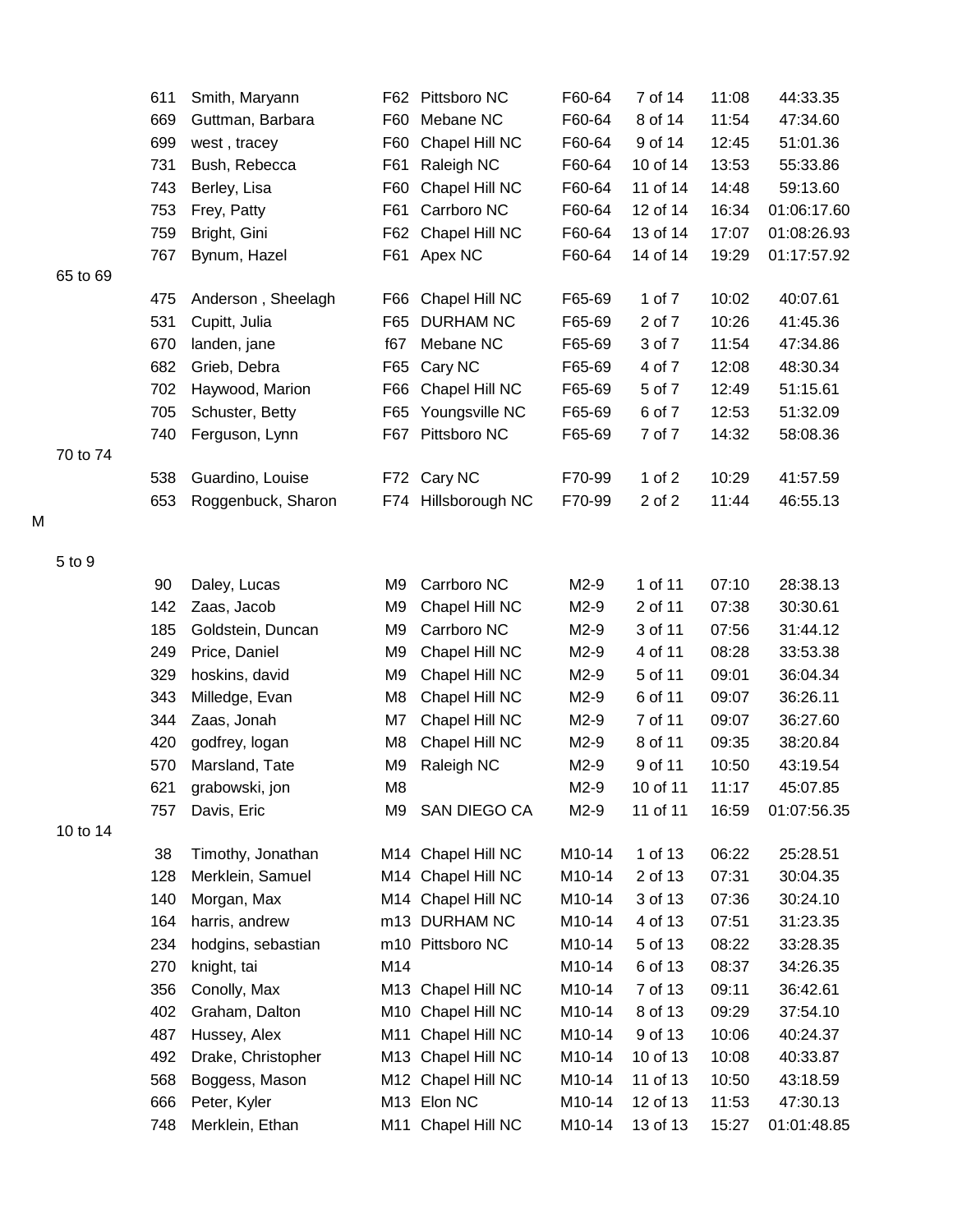| | | | | | | | | |
|---|---|---|---|---|---|---|---|---|
| | 611 | Smith, Maryann | F62 | Pittsboro NC | F60-64 | 7 of 14 | 11:08 | 44:33.35 |
| | 669 | Guttman, Barbara | F60 | Mebane NC | F60-64 | 8 of 14 | 11:54 | 47:34.60 |
| | 699 | west , tracey | F60 | Chapel Hill NC | F60-64 | 9 of 14 | 12:45 | 51:01.36 |
| | 731 | Bush, Rebecca | F61 | Raleigh NC | F60-64 | 10 of 14 | 13:53 | 55:33.86 |
| | 743 | Berley, Lisa | F60 | Chapel Hill NC | F60-64 | 11 of 14 | 14:48 | 59:13.60 |
| | 753 | Frey, Patty | F61 | Carrboro NC | F60-64 | 12 of 14 | 16:34 | 01:06:17.60 |
| | 759 | Bright, Gini | F62 | Chapel Hill NC | F60-64 | 13 of 14 | 17:07 | 01:08:26.93 |
| | 767 | Bynum, Hazel | F61 | Apex NC | F60-64 | 14 of 14 | 19:29 | 01:17:57.92 |
| 65 to 69 | | | | | | | | |
| | 475 | Anderson , Sheelagh | F66 | Chapel Hill NC | F65-69 | 1 of 7 | 10:02 | 40:07.61 |
| | 531 | Cupitt, Julia | F65 | DURHAM NC | F65-69 | 2 of 7 | 10:26 | 41:45.36 |
| | 670 | landen, jane | f67 | Mebane NC | F65-69 | 3 of 7 | 11:54 | 47:34.86 |
| | 682 | Grieb, Debra | F65 | Cary NC | F65-69 | 4 of 7 | 12:08 | 48:30.34 |
| | 702 | Haywood, Marion | F66 | Chapel Hill NC | F65-69 | 5 of 7 | 12:49 | 51:15.61 |
| | 705 | Schuster, Betty | F65 | Youngsville NC | F65-69 | 6 of 7 | 12:53 | 51:32.09 |
| | 740 | Ferguson, Lynn | F67 | Pittsboro NC | F65-69 | 7 of 7 | 14:32 | 58:08.36 |
| 70 to 74 | | | | | | | | |
| | 538 | Guardino, Louise | F72 | Cary NC | F70-99 | 1 of 2 | 10:29 | 41:57.59 |
| | 653 | Roggenbuck, Sharon | F74 | Hillsborough NC | F70-99 | 2 of 2 | 11:44 | 46:55.13 |

M

| | | | | | | | | |
|---|---|---|---|---|---|---|---|---|
| 5 to 9 | | | | | | | | |
| | 90 | Daley, Lucas | M9 | Carrboro NC | M2-9 | 1 of 11 | 07:10 | 28:38.13 |
| | 142 | Zaas, Jacob | M9 | Chapel Hill NC | M2-9 | 2 of 11 | 07:38 | 30:30.61 |
| | 185 | Goldstein, Duncan | M9 | Carrboro NC | M2-9 | 3 of 11 | 07:56 | 31:44.12 |
| | 249 | Price, Daniel | M9 | Chapel Hill NC | M2-9 | 4 of 11 | 08:28 | 33:53.38 |
| | 329 | hoskins, david | M9 | Chapel Hill NC | M2-9 | 5 of 11 | 09:01 | 36:04.34 |
| | 343 | Milledge, Evan | M8 | Chapel Hill NC | M2-9 | 6 of 11 | 09:07 | 36:26.11 |
| | 344 | Zaas, Jonah | M7 | Chapel Hill NC | M2-9 | 7 of 11 | 09:07 | 36:27.60 |
| | 420 | godfrey, logan | M8 | Chapel Hill NC | M2-9 | 8 of 11 | 09:35 | 38:20.84 |
| | 570 | Marsland, Tate | M9 | Raleigh NC | M2-9 | 9 of 11 | 10:50 | 43:19.54 |
| | 621 | grabowski, jon | M8 | | M2-9 | 10 of 11 | 11:17 | 45:07.85 |
| | 757 | Davis, Eric | M9 | SAN DIEGO CA | M2-9 | 11 of 11 | 16:59 | 01:07:56.35 |
| 10 to 14 | | | | | | | | |
| | 38 | Timothy, Jonathan | M14 | Chapel Hill NC | M10-14 | 1 of 13 | 06:22 | 25:28.51 |
| | 128 | Merklein, Samuel | M14 | Chapel Hill NC | M10-14 | 2 of 13 | 07:31 | 30:04.35 |
| | 140 | Morgan, Max | M14 | Chapel Hill NC | M10-14 | 3 of 13 | 07:36 | 30:24.10 |
| | 164 | harris, andrew | m13 | DURHAM NC | M10-14 | 4 of 13 | 07:51 | 31:23.35 |
| | 234 | hodgins, sebastian | m10 | Pittsboro NC | M10-14 | 5 of 13 | 08:22 | 33:28.35 |
| | 270 | knight, tai | M14 | | M10-14 | 6 of 13 | 08:37 | 34:26.35 |
| | 356 | Conolly, Max | M13 | Chapel Hill NC | M10-14 | 7 of 13 | 09:11 | 36:42.61 |
| | 402 | Graham, Dalton | M10 | Chapel Hill NC | M10-14 | 8 of 13 | 09:29 | 37:54.10 |
| | 487 | Hussey, Alex | M11 | Chapel Hill NC | M10-14 | 9 of 13 | 10:06 | 40:24.37 |
| | 492 | Drake, Christopher | M13 | Chapel Hill NC | M10-14 | 10 of 13 | 10:08 | 40:33.87 |
| | 568 | Boggess, Mason | M12 | Chapel Hill NC | M10-14 | 11 of 13 | 10:50 | 43:18.59 |
| | 666 | Peter, Kyler | M13 | Elon NC | M10-14 | 12 of 13 | 11:53 | 47:30.13 |
| | 748 | Merklein, Ethan | M11 | Chapel Hill NC | M10-14 | 13 of 13 | 15:27 | 01:01:48.85 |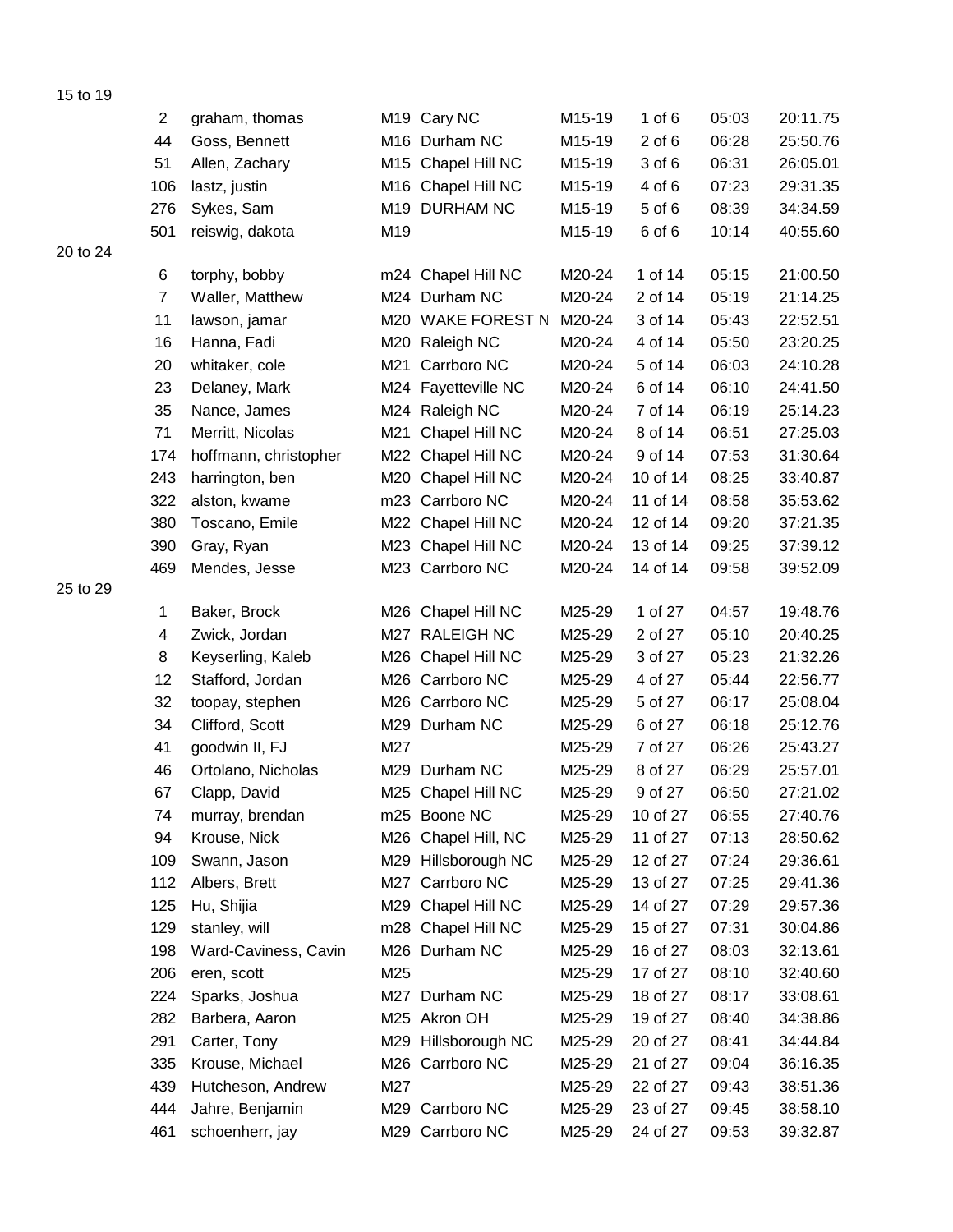15 to 19

| | | | | | | | |
|---|---|---|---|---|---|---|---|
| 2 | graham, thomas | M19 | Cary NC | M15-19 | 1 of 6 | 05:03 | 20:11.75 |
| 44 | Goss, Bennett | M16 | Durham NC | M15-19 | 2 of 6 | 06:28 | 25:50.76 |
| 51 | Allen, Zachary | M15 | Chapel Hill NC | M15-19 | 3 of 6 | 06:31 | 26:05.01 |
| 106 | lastz, justin | M16 | Chapel Hill NC | M15-19 | 4 of 6 | 07:23 | 29:31.35 |
| 276 | Sykes, Sam | M19 | DURHAM NC | M15-19 | 5 of 6 | 08:39 | 34:34.59 |
| 501 | reiswig, dakota | M19 | | M15-19 | 6 of 6 | 10:14 | 40:55.60 |

20 to 24

| | | | | | | | |
|---|---|---|---|---|---|---|---|
| 6 | torphy, bobby | m24 | Chapel Hill NC | M20-24 | 1 of 14 | 05:15 | 21:00.50 |
| 7 | Waller, Matthew | M24 | Durham NC | M20-24 | 2 of 14 | 05:19 | 21:14.25 |
| 11 | lawson, jamar | M20 | WAKE FOREST N | M20-24 | 3 of 14 | 05:43 | 22:52.51 |
| 16 | Hanna, Fadi | M20 | Raleigh NC | M20-24 | 4 of 14 | 05:50 | 23:20.25 |
| 20 | whitaker, cole | M21 | Carrboro NC | M20-24 | 5 of 14 | 06:03 | 24:10.28 |
| 23 | Delaney, Mark | M24 | Fayetteville NC | M20-24 | 6 of 14 | 06:10 | 24:41.50 |
| 35 | Nance, James | M24 | Raleigh NC | M20-24 | 7 of 14 | 06:19 | 25:14.23 |
| 71 | Merritt, Nicolas | M21 | Chapel Hill NC | M20-24 | 8 of 14 | 06:51 | 27:25.03 |
| 174 | hoffmann, christopher | M22 | Chapel Hill NC | M20-24 | 9 of 14 | 07:53 | 31:30.64 |
| 243 | harrington, ben | M20 | Chapel Hill NC | M20-24 | 10 of 14 | 08:25 | 33:40.87 |
| 322 | alston, kwame | m23 | Carrboro NC | M20-24 | 11 of 14 | 08:58 | 35:53.62 |
| 380 | Toscano, Emile | M22 | Chapel Hill NC | M20-24 | 12 of 14 | 09:20 | 37:21.35 |
| 390 | Gray, Ryan | M23 | Chapel Hill NC | M20-24 | 13 of 14 | 09:25 | 37:39.12 |
| 469 | Mendes, Jesse | M23 | Carrboro NC | M20-24 | 14 of 14 | 09:58 | 39:52.09 |

25 to 29

| | | | | | | | |
|---|---|---|---|---|---|---|---|
| 1 | Baker, Brock | M26 | Chapel Hill NC | M25-29 | 1 of 27 | 04:57 | 19:48.76 |
| 4 | Zwick, Jordan | M27 | RALEIGH NC | M25-29 | 2 of 27 | 05:10 | 20:40.25 |
| 8 | Keyserling, Kaleb | M26 | Chapel Hill NC | M25-29 | 3 of 27 | 05:23 | 21:32.26 |
| 12 | Stafford, Jordan | M26 | Carrboro NC | M25-29 | 4 of 27 | 05:44 | 22:56.77 |
| 32 | toopay, stephen | M26 | Carrboro NC | M25-29 | 5 of 27 | 06:17 | 25:08.04 |
| 34 | Clifford, Scott | M29 | Durham NC | M25-29 | 6 of 27 | 06:18 | 25:12.76 |
| 41 | goodwin II, FJ | M27 | | M25-29 | 7 of 27 | 06:26 | 25:43.27 |
| 46 | Ortolano, Nicholas | M29 | Durham NC | M25-29 | 8 of 27 | 06:29 | 25:57.01 |
| 67 | Clapp, David | M25 | Chapel Hill NC | M25-29 | 9 of 27 | 06:50 | 27:21.02 |
| 74 | murray, brendan | m25 | Boone NC | M25-29 | 10 of 27 | 06:55 | 27:40.76 |
| 94 | Krouse, Nick | M26 | Chapel Hill, NC | M25-29 | 11 of 27 | 07:13 | 28:50.62 |
| 109 | Swann, Jason | M29 | Hillsborough NC | M25-29 | 12 of 27 | 07:24 | 29:36.61 |
| 112 | Albers, Brett | M27 | Carrboro NC | M25-29 | 13 of 27 | 07:25 | 29:41.36 |
| 125 | Hu, Shijia | M29 | Chapel Hill NC | M25-29 | 14 of 27 | 07:29 | 29:57.36 |
| 129 | stanley, will | m28 | Chapel Hill NC | M25-29 | 15 of 27 | 07:31 | 30:04.86 |
| 198 | Ward-Caviness, Cavin | M26 | Durham NC | M25-29 | 16 of 27 | 08:03 | 32:13.61 |
| 206 | eren, scott | M25 | | M25-29 | 17 of 27 | 08:10 | 32:40.60 |
| 224 | Sparks, Joshua | M27 | Durham NC | M25-29 | 18 of 27 | 08:17 | 33:08.61 |
| 282 | Barbera, Aaron | M25 | Akron OH | M25-29 | 19 of 27 | 08:40 | 34:38.86 |
| 291 | Carter, Tony | M29 | Hillsborough NC | M25-29 | 20 of 27 | 08:41 | 34:44.84 |
| 335 | Krouse, Michael | M26 | Carrboro NC | M25-29 | 21 of 27 | 09:04 | 36:16.35 |
| 439 | Hutcheson, Andrew | M27 | | M25-29 | 22 of 27 | 09:43 | 38:51.36 |
| 444 | Jahre, Benjamin | M29 | Carrboro NC | M25-29 | 23 of 27 | 09:45 | 38:58.10 |
| 461 | schoenherr, jay | M29 | Carrboro NC | M25-29 | 24 of 27 | 09:53 | 39:32.87 |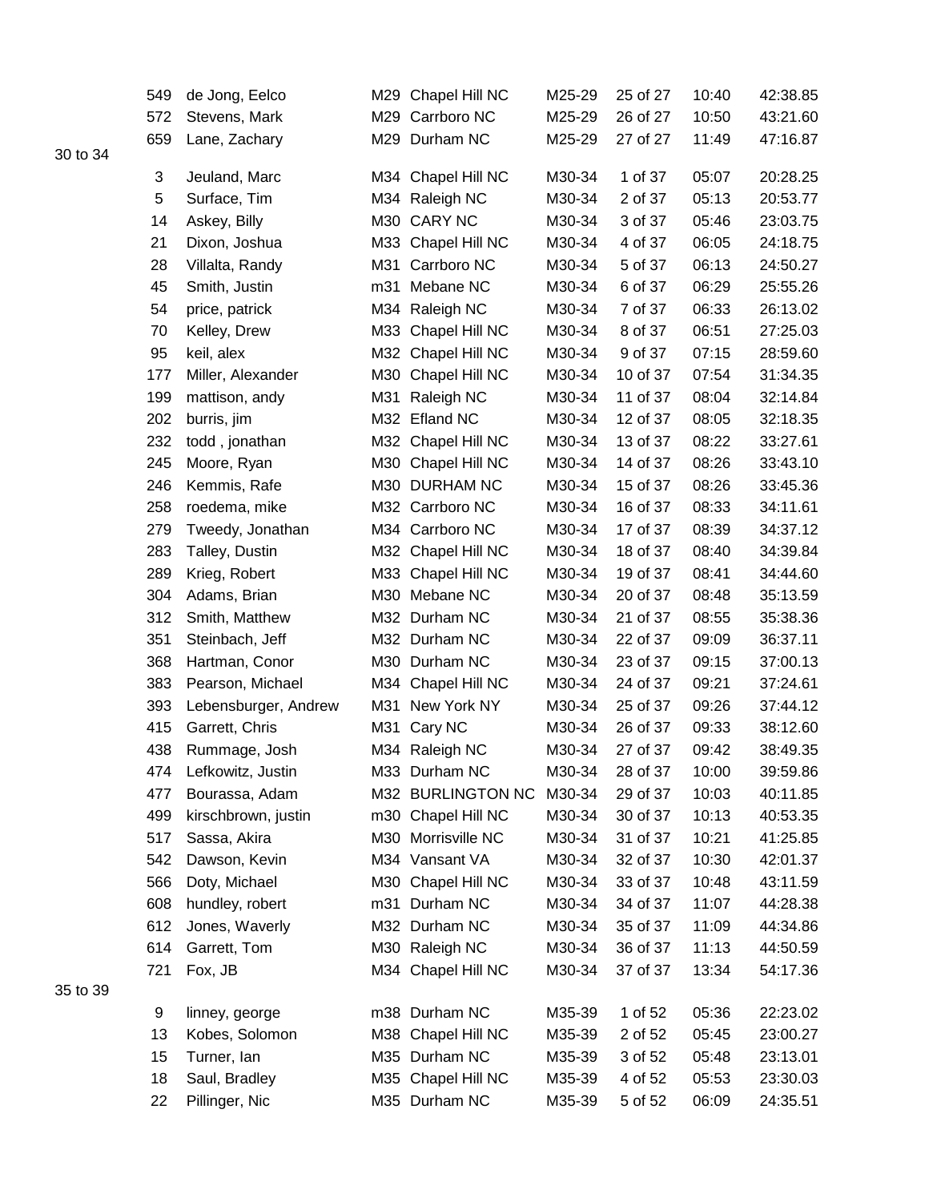| | | | | | | | | |
|---|---|---|---|---|---|---|---|---|
| | 549 | de Jong, Eelco | M29 | Chapel Hill NC | M25-29 | 25 of 27 | 10:40 | 42:38.85 |
| | 572 | Stevens, Mark | M29 | Carrboro NC | M25-29 | 26 of 27 | 10:50 | 43:21.60 |
| | 659 | Lane, Zachary | M29 | Durham NC | M25-29 | 27 of 27 | 11:49 | 47:16.87 |
| 30 to 34 | | | | | | | | |
| | 3 | Jeuland, Marc | M34 | Chapel Hill NC | M30-34 | 1 of 37 | 05:07 | 20:28.25 |
| | 5 | Surface, Tim | M34 | Raleigh NC | M30-34 | 2 of 37 | 05:13 | 20:53.77 |
| | 14 | Askey, Billy | M30 | CARY NC | M30-34 | 3 of 37 | 05:46 | 23:03.75 |
| | 21 | Dixon, Joshua | M33 | Chapel Hill NC | M30-34 | 4 of 37 | 06:05 | 24:18.75 |
| | 28 | Villalta, Randy | M31 | Carrboro NC | M30-34 | 5 of 37 | 06:13 | 24:50.27 |
| | 45 | Smith, Justin | m31 | Mebane NC | M30-34 | 6 of 37 | 06:29 | 25:55.26 |
| | 54 | price, patrick | M34 | Raleigh NC | M30-34 | 7 of 37 | 06:33 | 26:13.02 |
| | 70 | Kelley, Drew | M33 | Chapel Hill NC | M30-34 | 8 of 37 | 06:51 | 27:25.03 |
| | 95 | keil, alex | M32 | Chapel Hill NC | M30-34 | 9 of 37 | 07:15 | 28:59.60 |
| | 177 | Miller, Alexander | M30 | Chapel Hill NC | M30-34 | 10 of 37 | 07:54 | 31:34.35 |
| | 199 | mattison, andy | M31 | Raleigh NC | M30-34 | 11 of 37 | 08:04 | 32:14.84 |
| | 202 | burris, jim | M32 | Efland NC | M30-34 | 12 of 37 | 08:05 | 32:18.35 |
| | 232 | todd , jonathan | M32 | Chapel Hill NC | M30-34 | 13 of 37 | 08:22 | 33:27.61 |
| | 245 | Moore, Ryan | M30 | Chapel Hill NC | M30-34 | 14 of 37 | 08:26 | 33:43.10 |
| | 246 | Kemmis, Rafe | M30 | DURHAM NC | M30-34 | 15 of 37 | 08:26 | 33:45.36 |
| | 258 | roedema, mike | M32 | Carrboro NC | M30-34 | 16 of 37 | 08:33 | 34:11.61 |
| | 279 | Tweedy, Jonathan | M34 | Carrboro NC | M30-34 | 17 of 37 | 08:39 | 34:37.12 |
| | 283 | Talley, Dustin | M32 | Chapel Hill NC | M30-34 | 18 of 37 | 08:40 | 34:39.84 |
| | 289 | Krieg, Robert | M33 | Chapel Hill NC | M30-34 | 19 of 37 | 08:41 | 34:44.60 |
| | 304 | Adams, Brian | M30 | Mebane NC | M30-34 | 20 of 37 | 08:48 | 35:13.59 |
| | 312 | Smith, Matthew | M32 | Durham NC | M30-34 | 21 of 37 | 08:55 | 35:38.36 |
| | 351 | Steinbach, Jeff | M32 | Durham NC | M30-34 | 22 of 37 | 09:09 | 36:37.11 |
| | 368 | Hartman, Conor | M30 | Durham NC | M30-34 | 23 of 37 | 09:15 | 37:00.13 |
| | 383 | Pearson, Michael | M34 | Chapel Hill NC | M30-34 | 24 of 37 | 09:21 | 37:24.61 |
| | 393 | Lebensburger, Andrew | M31 | New York NY | M30-34 | 25 of 37 | 09:26 | 37:44.12 |
| | 415 | Garrett, Chris | M31 | Cary NC | M30-34 | 26 of 37 | 09:33 | 38:12.60 |
| | 438 | Rummage, Josh | M34 | Raleigh NC | M30-34 | 27 of 37 | 09:42 | 38:49.35 |
| | 474 | Lefkowitz, Justin | M33 | Durham NC | M30-34 | 28 of 37 | 10:00 | 39:59.86 |
| | 477 | Bourassa, Adam | M32 | BURLINGTON NC | M30-34 | 29 of 37 | 10:03 | 40:11.85 |
| | 499 | kirschbrown, justin | m30 | Chapel Hill NC | M30-34 | 30 of 37 | 10:13 | 40:53.35 |
| | 517 | Sassa, Akira | M30 | Morrisville NC | M30-34 | 31 of 37 | 10:21 | 41:25.85 |
| | 542 | Dawson, Kevin | M34 | Vansant VA | M30-34 | 32 of 37 | 10:30 | 42:01.37 |
| | 566 | Doty, Michael | M30 | Chapel Hill NC | M30-34 | 33 of 37 | 10:48 | 43:11.59 |
| | 608 | hundley, robert | m31 | Durham NC | M30-34 | 34 of 37 | 11:07 | 44:28.38 |
| | 612 | Jones, Waverly | M32 | Durham NC | M30-34 | 35 of 37 | 11:09 | 44:34.86 |
| | 614 | Garrett, Tom | M30 | Raleigh NC | M30-34 | 36 of 37 | 11:13 | 44:50.59 |
| | 721 | Fox, JB | M34 | Chapel Hill NC | M30-34 | 37 of 37 | 13:34 | 54:17.36 |
| 35 to 39 | | | | | | | | |
| | 9 | linney, george | m38 | Durham NC | M35-39 | 1 of 52 | 05:36 | 22:23.02 |
| | 13 | Kobes, Solomon | M38 | Chapel Hill NC | M35-39 | 2 of 52 | 05:45 | 23:00.27 |
| | 15 | Turner, Ian | M35 | Durham NC | M35-39 | 3 of 52 | 05:48 | 23:13.01 |
| | 18 | Saul, Bradley | M35 | Chapel Hill NC | M35-39 | 4 of 52 | 05:53 | 23:30.03 |
| | 22 | Pillinger, Nic | M35 | Durham NC | M35-39 | 5 of 52 | 06:09 | 24:35.51 |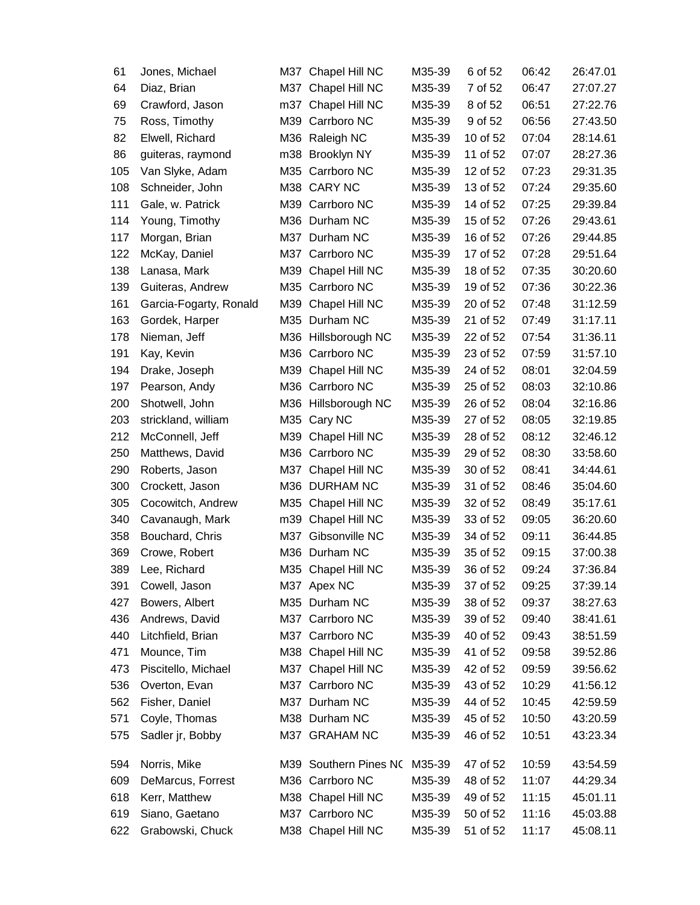| | | | | | | | |
|---|---|---|---|---|---|---|---|
| 61 | Jones, Michael | M37 | Chapel Hill NC | M35-39 | 6 of 52 | 06:42 | 26:47.01 |
| 64 | Diaz, Brian | M37 | Chapel Hill NC | M35-39 | 7 of 52 | 06:47 | 27:07.27 |
| 69 | Crawford, Jason | m37 | Chapel Hill NC | M35-39 | 8 of 52 | 06:51 | 27:22.76 |
| 75 | Ross, Timothy | M39 | Carrboro NC | M35-39 | 9 of 52 | 06:56 | 27:43.50 |
| 82 | Elwell, Richard | M36 | Raleigh NC | M35-39 | 10 of 52 | 07:04 | 28:14.61 |
| 86 | guiteras, raymond | m38 | Brooklyn NY | M35-39 | 11 of 52 | 07:07 | 28:27.36 |
| 105 | Van Slyke, Adam | M35 | Carrboro NC | M35-39 | 12 of 52 | 07:23 | 29:31.35 |
| 108 | Schneider, John | M38 | CARY NC | M35-39 | 13 of 52 | 07:24 | 29:35.60 |
| 111 | Gale, w. Patrick | M39 | Carrboro NC | M35-39 | 14 of 52 | 07:25 | 29:39.84 |
| 114 | Young, Timothy | M36 | Durham NC | M35-39 | 15 of 52 | 07:26 | 29:43.61 |
| 117 | Morgan, Brian | M37 | Durham NC | M35-39 | 16 of 52 | 07:26 | 29:44.85 |
| 122 | McKay, Daniel | M37 | Carrboro NC | M35-39 | 17 of 52 | 07:28 | 29:51.64 |
| 138 | Lanasa, Mark | M39 | Chapel Hill NC | M35-39 | 18 of 52 | 07:35 | 30:20.60 |
| 139 | Guiteras, Andrew | M35 | Carrboro NC | M35-39 | 19 of 52 | 07:36 | 30:22.36 |
| 161 | Garcia-Fogarty, Ronald | M39 | Chapel Hill NC | M35-39 | 20 of 52 | 07:48 | 31:12.59 |
| 163 | Gordek, Harper | M35 | Durham NC | M35-39 | 21 of 52 | 07:49 | 31:17.11 |
| 178 | Nieman, Jeff | M36 | Hillsborough NC | M35-39 | 22 of 52 | 07:54 | 31:36.11 |
| 191 | Kay, Kevin | M36 | Carrboro NC | M35-39 | 23 of 52 | 07:59 | 31:57.10 |
| 194 | Drake, Joseph | M39 | Chapel Hill NC | M35-39 | 24 of 52 | 08:01 | 32:04.59 |
| 197 | Pearson, Andy | M36 | Carrboro NC | M35-39 | 25 of 52 | 08:03 | 32:10.86 |
| 200 | Shotwell, John | M36 | Hillsborough NC | M35-39 | 26 of 52 | 08:04 | 32:16.86 |
| 203 | strickland, william | M35 | Cary NC | M35-39 | 27 of 52 | 08:05 | 32:19.85 |
| 212 | McConnell, Jeff | M39 | Chapel Hill NC | M35-39 | 28 of 52 | 08:12 | 32:46.12 |
| 250 | Matthews, David | M36 | Carrboro NC | M35-39 | 29 of 52 | 08:30 | 33:58.60 |
| 290 | Roberts, Jason | M37 | Chapel Hill NC | M35-39 | 30 of 52 | 08:41 | 34:44.61 |
| 300 | Crockett, Jason | M36 | DURHAM NC | M35-39 | 31 of 52 | 08:46 | 35:04.60 |
| 305 | Cocowitch, Andrew | M35 | Chapel Hill NC | M35-39 | 32 of 52 | 08:49 | 35:17.61 |
| 340 | Cavanaugh, Mark | m39 | Chapel Hill NC | M35-39 | 33 of 52 | 09:05 | 36:20.60 |
| 358 | Bouchard, Chris | M37 | Gibsonville NC | M35-39 | 34 of 52 | 09:11 | 36:44.85 |
| 369 | Crowe, Robert | M36 | Durham NC | M35-39 | 35 of 52 | 09:15 | 37:00.38 |
| 389 | Lee, Richard | M35 | Chapel Hill NC | M35-39 | 36 of 52 | 09:24 | 37:36.84 |
| 391 | Cowell, Jason | M37 | Apex NC | M35-39 | 37 of 52 | 09:25 | 37:39.14 |
| 427 | Bowers, Albert | M35 | Durham NC | M35-39 | 38 of 52 | 09:37 | 38:27.63 |
| 436 | Andrews, David | M37 | Carrboro NC | M35-39 | 39 of 52 | 09:40 | 38:41.61 |
| 440 | Litchfield, Brian | M37 | Carrboro NC | M35-39 | 40 of 52 | 09:43 | 38:51.59 |
| 471 | Mounce, Tim | M38 | Chapel Hill NC | M35-39 | 41 of 52 | 09:58 | 39:52.86 |
| 473 | Piscitello, Michael | M37 | Chapel Hill NC | M35-39 | 42 of 52 | 09:59 | 39:56.62 |
| 536 | Overton, Evan | M37 | Carrboro NC | M35-39 | 43 of 52 | 10:29 | 41:56.12 |
| 562 | Fisher, Daniel | M37 | Durham NC | M35-39 | 44 of 52 | 10:45 | 42:59.59 |
| 571 | Coyle, Thomas | M38 | Durham NC | M35-39 | 45 of 52 | 10:50 | 43:20.59 |
| 575 | Sadler jr, Bobby | M37 | GRAHAM NC | M35-39 | 46 of 52 | 10:51 | 43:23.34 |
| 594 | Norris, Mike | M39 | Southern Pines NC | M35-39 | 47 of 52 | 10:59 | 43:54.59 |
| 609 | DeMarcus, Forrest | M36 | Carrboro NC | M35-39 | 48 of 52 | 11:07 | 44:29.34 |
| 618 | Kerr, Matthew | M38 | Chapel Hill NC | M35-39 | 49 of 52 | 11:15 | 45:01.11 |
| 619 | Siano, Gaetano | M37 | Carrboro NC | M35-39 | 50 of 52 | 11:16 | 45:03.88 |
| 622 | Grabowski, Chuck | M38 | Chapel Hill NC | M35-39 | 51 of 52 | 11:17 | 45:08.11 |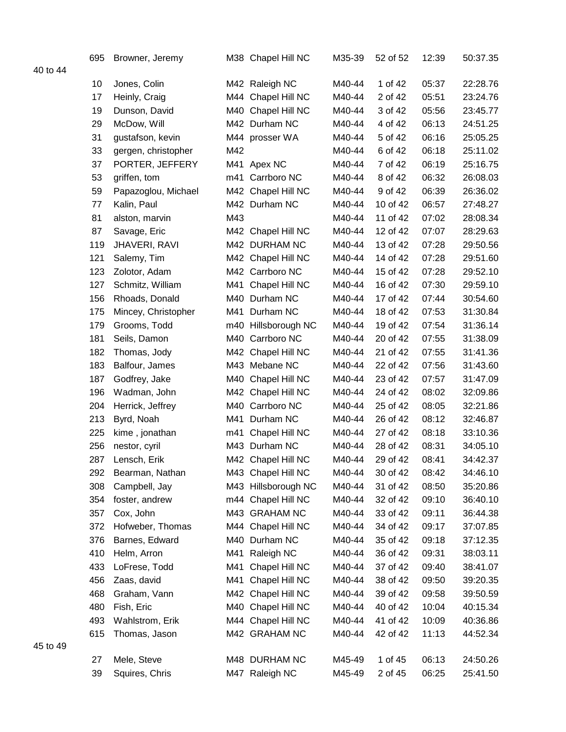| | | | | | | | | |
|---|---|---|---|---|---|---|---|---|
| | 695 | Browner, Jeremy | M38 | Chapel Hill NC | M35-39 | 52 of 52 | 12:39 | 50:37.35 |
| 40 to 44 | | | | | | | | |
| | 10 | Jones, Colin | M42 | Raleigh NC | M40-44 | 1 of 42 | 05:37 | 22:28.76 |
| | 17 | Heinly, Craig | M44 | Chapel Hill NC | M40-44 | 2 of 42 | 05:51 | 23:24.76 |
| | 19 | Dunson, David | M40 | Chapel Hill NC | M40-44 | 3 of 42 | 05:56 | 23:45.77 |
| | 29 | McDow, Will | M42 | Durham NC | M40-44 | 4 of 42 | 06:13 | 24:51.25 |
| | 31 | gustafson, kevin | M44 | prosser WA | M40-44 | 5 of 42 | 06:16 | 25:05.25 |
| | 33 | gergen, christopher | M42 | | M40-44 | 6 of 42 | 06:18 | 25:11.02 |
| | 37 | PORTER, JEFFERY | M41 | Apex NC | M40-44 | 7 of 42 | 06:19 | 25:16.75 |
| | 53 | griffen, tom | m41 | Carrboro NC | M40-44 | 8 of 42 | 06:32 | 26:08.03 |
| | 59 | Papazoglou, Michael | M42 | Chapel Hill NC | M40-44 | 9 of 42 | 06:39 | 26:36.02 |
| | 77 | Kalin, Paul | M42 | Durham NC | M40-44 | 10 of 42 | 06:57 | 27:48.27 |
| | 81 | alston, marvin | M43 | | M40-44 | 11 of 42 | 07:02 | 28:08.34 |
| | 87 | Savage, Eric | M42 | Chapel Hill NC | M40-44 | 12 of 42 | 07:07 | 28:29.63 |
| | 119 | JHAVERI, RAVI | M42 | DURHAM NC | M40-44 | 13 of 42 | 07:28 | 29:50.56 |
| | 121 | Salemy, Tim | M42 | Chapel Hill NC | M40-44 | 14 of 42 | 07:28 | 29:51.60 |
| | 123 | Zolotor, Adam | M42 | Carrboro NC | M40-44 | 15 of 42 | 07:28 | 29:52.10 |
| | 127 | Schmitz, William | M41 | Chapel Hill NC | M40-44 | 16 of 42 | 07:30 | 29:59.10 |
| | 156 | Rhoads, Donald | M40 | Durham NC | M40-44 | 17 of 42 | 07:44 | 30:54.60 |
| | 175 | Mincey, Christopher | M41 | Durham NC | M40-44 | 18 of 42 | 07:53 | 31:30.84 |
| | 179 | Grooms, Todd | m40 | Hillsborough NC | M40-44 | 19 of 42 | 07:54 | 31:36.14 |
| | 181 | Seils, Damon | M40 | Carrboro NC | M40-44 | 20 of 42 | 07:55 | 31:38.09 |
| | 182 | Thomas, Jody | M42 | Chapel Hill NC | M40-44 | 21 of 42 | 07:55 | 31:41.36 |
| | 183 | Balfour, James | M43 | Mebane NC | M40-44 | 22 of 42 | 07:56 | 31:43.60 |
| | 187 | Godfrey, Jake | M40 | Chapel Hill NC | M40-44 | 23 of 42 | 07:57 | 31:47.09 |
| | 196 | Wadman, John | M42 | Chapel Hill NC | M40-44 | 24 of 42 | 08:02 | 32:09.86 |
| | 204 | Herrick, Jeffrey | M40 | Carrboro NC | M40-44 | 25 of 42 | 08:05 | 32:21.86 |
| | 213 | Byrd, Noah | M41 | Durham NC | M40-44 | 26 of 42 | 08:12 | 32:46.87 |
| | 225 | kime , jonathan | m41 | Chapel Hill NC | M40-44 | 27 of 42 | 08:18 | 33:10.36 |
| | 256 | nestor, cyril | M43 | Durham NC | M40-44 | 28 of 42 | 08:31 | 34:05.10 |
| | 287 | Lensch, Erik | M42 | Chapel Hill NC | M40-44 | 29 of 42 | 08:41 | 34:42.37 |
| | 292 | Bearman, Nathan | M43 | Chapel Hill NC | M40-44 | 30 of 42 | 08:42 | 34:46.10 |
| | 308 | Campbell, Jay | M43 | Hillsborough NC | M40-44 | 31 of 42 | 08:50 | 35:20.86 |
| | 354 | foster, andrew | m44 | Chapel Hill NC | M40-44 | 32 of 42 | 09:10 | 36:40.10 |
| | 357 | Cox, John | M43 | GRAHAM NC | M40-44 | 33 of 42 | 09:11 | 36:44.38 |
| | 372 | Hofweber, Thomas | M44 | Chapel Hill NC | M40-44 | 34 of 42 | 09:17 | 37:07.85 |
| | 376 | Barnes, Edward | M40 | Durham NC | M40-44 | 35 of 42 | 09:18 | 37:12.35 |
| | 410 | Helm, Arron | M41 | Raleigh NC | M40-44 | 36 of 42 | 09:31 | 38:03.11 |
| | 433 | LoFrese, Todd | M41 | Chapel Hill NC | M40-44 | 37 of 42 | 09:40 | 38:41.07 |
| | 456 | Zaas, david | M41 | Chapel Hill NC | M40-44 | 38 of 42 | 09:50 | 39:20.35 |
| | 468 | Graham, Vann | M42 | Chapel Hill NC | M40-44 | 39 of 42 | 09:58 | 39:50.59 |
| | 480 | Fish, Eric | M40 | Chapel Hill NC | M40-44 | 40 of 42 | 10:04 | 40:15.34 |
| | 493 | Wahlstrom, Erik | M44 | Chapel Hill NC | M40-44 | 41 of 42 | 10:09 | 40:36.86 |
| | 615 | Thomas, Jason | M42 | GRAHAM NC | M40-44 | 42 of 42 | 11:13 | 44:52.34 |
| 45 to 49 | | | | | | | | |
| | 27 | Mele, Steve | M48 | DURHAM NC | M45-49 | 1 of 45 | 06:13 | 24:50.26 |
| | 39 | Squires, Chris | M47 | Raleigh NC | M45-49 | 2 of 45 | 06:25 | 25:41.50 |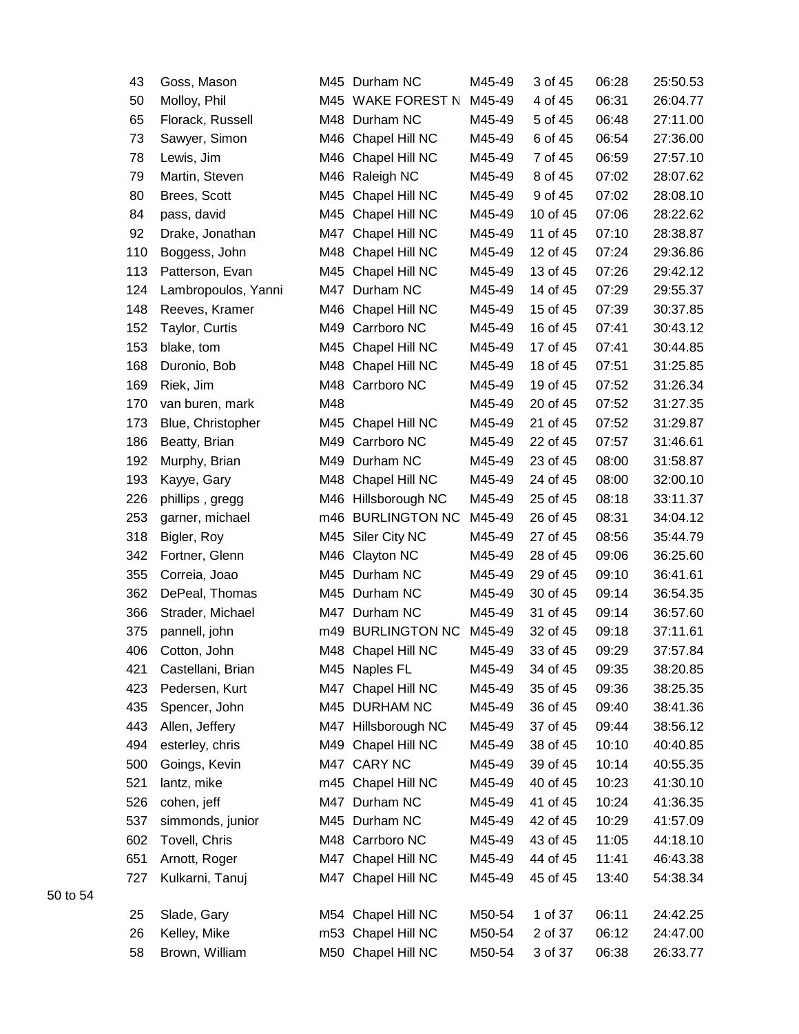| | | | | | | | |
|---|---|---|---|---|---|---|---|
| 43 | Goss, Mason | M45 | Durham NC | M45-49 | 3 of 45 | 06:28 | 25:50.53 |
| 50 | Molloy, Phil | M45 | WAKE FOREST N | M45-49 | 4 of 45 | 06:31 | 26:04.77 |
| 65 | Florack, Russell | M48 | Durham NC | M45-49 | 5 of 45 | 06:48 | 27:11.00 |
| 73 | Sawyer, Simon | M46 | Chapel Hill NC | M45-49 | 6 of 45 | 06:54 | 27:36.00 |
| 78 | Lewis, Jim | M46 | Chapel Hill NC | M45-49 | 7 of 45 | 06:59 | 27:57.10 |
| 79 | Martin, Steven | M46 | Raleigh NC | M45-49 | 8 of 45 | 07:02 | 28:07.62 |
| 80 | Brees, Scott | M45 | Chapel Hill NC | M45-49 | 9 of 45 | 07:02 | 28:08.10 |
| 84 | pass, david | M45 | Chapel Hill NC | M45-49 | 10 of 45 | 07:06 | 28:22.62 |
| 92 | Drake, Jonathan | M47 | Chapel Hill NC | M45-49 | 11 of 45 | 07:10 | 28:38.87 |
| 110 | Boggess, John | M48 | Chapel Hill NC | M45-49 | 12 of 45 | 07:24 | 29:36.86 |
| 113 | Patterson, Evan | M45 | Chapel Hill NC | M45-49 | 13 of 45 | 07:26 | 29:42.12 |
| 124 | Lambropoulos, Yanni | M47 | Durham NC | M45-49 | 14 of 45 | 07:29 | 29:55.37 |
| 148 | Reeves, Kramer | M46 | Chapel Hill NC | M45-49 | 15 of 45 | 07:39 | 30:37.85 |
| 152 | Taylor, Curtis | M49 | Carrboro NC | M45-49 | 16 of 45 | 07:41 | 30:43.12 |
| 153 | blake, tom | M45 | Chapel Hill NC | M45-49 | 17 of 45 | 07:41 | 30:44.85 |
| 168 | Duronio, Bob | M48 | Chapel Hill NC | M45-49 | 18 of 45 | 07:51 | 31:25.85 |
| 169 | Riek, Jim | M48 | Carrboro NC | M45-49 | 19 of 45 | 07:52 | 31:26.34 |
| 170 | van buren, mark | M48 | | M45-49 | 20 of 45 | 07:52 | 31:27.35 |
| 173 | Blue, Christopher | M45 | Chapel Hill NC | M45-49 | 21 of 45 | 07:52 | 31:29.87 |
| 186 | Beatty, Brian | M49 | Carrboro NC | M45-49 | 22 of 45 | 07:57 | 31:46.61 |
| 192 | Murphy, Brian | M49 | Durham NC | M45-49 | 23 of 45 | 08:00 | 31:58.87 |
| 193 | Kayye, Gary | M48 | Chapel Hill NC | M45-49 | 24 of 45 | 08:00 | 32:00.10 |
| 226 | phillips , gregg | M46 | Hillsborough NC | M45-49 | 25 of 45 | 08:18 | 33:11.37 |
| 253 | garner, michael | m46 | BURLINGTON NC | M45-49 | 26 of 45 | 08:31 | 34:04.12 |
| 318 | Bigler, Roy | M45 | Siler City NC | M45-49 | 27 of 45 | 08:56 | 35:44.79 |
| 342 | Fortner, Glenn | M46 | Clayton NC | M45-49 | 28 of 45 | 09:06 | 36:25.60 |
| 355 | Correia, Joao | M45 | Durham NC | M45-49 | 29 of 45 | 09:10 | 36:41.61 |
| 362 | DePeal, Thomas | M45 | Durham NC | M45-49 | 30 of 45 | 09:14 | 36:54.35 |
| 366 | Strader, Michael | M47 | Durham NC | M45-49 | 31 of 45 | 09:14 | 36:57.60 |
| 375 | pannell, john | m49 | BURLINGTON NC | M45-49 | 32 of 45 | 09:18 | 37:11.61 |
| 406 | Cotton, John | M48 | Chapel Hill NC | M45-49 | 33 of 45 | 09:29 | 37:57.84 |
| 421 | Castellani, Brian | M45 | Naples FL | M45-49 | 34 of 45 | 09:35 | 38:20.85 |
| 423 | Pedersen, Kurt | M47 | Chapel Hill NC | M45-49 | 35 of 45 | 09:36 | 38:25.35 |
| 435 | Spencer, John | M45 | DURHAM NC | M45-49 | 36 of 45 | 09:40 | 38:41.36 |
| 443 | Allen, Jeffery | M47 | Hillsborough NC | M45-49 | 37 of 45 | 09:44 | 38:56.12 |
| 494 | esterley, chris | M49 | Chapel Hill NC | M45-49 | 38 of 45 | 10:10 | 40:40.85 |
| 500 | Goings, Kevin | M47 | CARY NC | M45-49 | 39 of 45 | 10:14 | 40:55.35 |
| 521 | lantz, mike | m45 | Chapel Hill NC | M45-49 | 40 of 45 | 10:23 | 41:30.10 |
| 526 | cohen, jeff | M47 | Durham NC | M45-49 | 41 of 45 | 10:24 | 41:36.35 |
| 537 | simmonds, junior | M45 | Durham NC | M45-49 | 42 of 45 | 10:29 | 41:57.09 |
| 602 | Tovell, Chris | M48 | Carrboro NC | M45-49 | 43 of 45 | 11:05 | 44:18.10 |
| 651 | Arnott, Roger | M47 | Chapel Hill NC | M45-49 | 44 of 45 | 11:41 | 46:43.38 |
| 727 | Kulkarni, Tanuj | M47 | Chapel Hill NC | M45-49 | 45 of 45 | 13:40 | 54:38.34 |

50 to 54

| | | | | | | | |
|---|---|---|---|---|---|---|---|
| 25 | Slade, Gary | M54 | Chapel Hill NC | M50-54 | 1 of 37 | 06:11 | 24:42.25 |
| 26 | Kelley, Mike | m53 | Chapel Hill NC | M50-54 | 2 of 37 | 06:12 | 24:47.00 |
| 58 | Brown, William | M50 | Chapel Hill NC | M50-54 | 3 of 37 | 06:38 | 26:33.77 |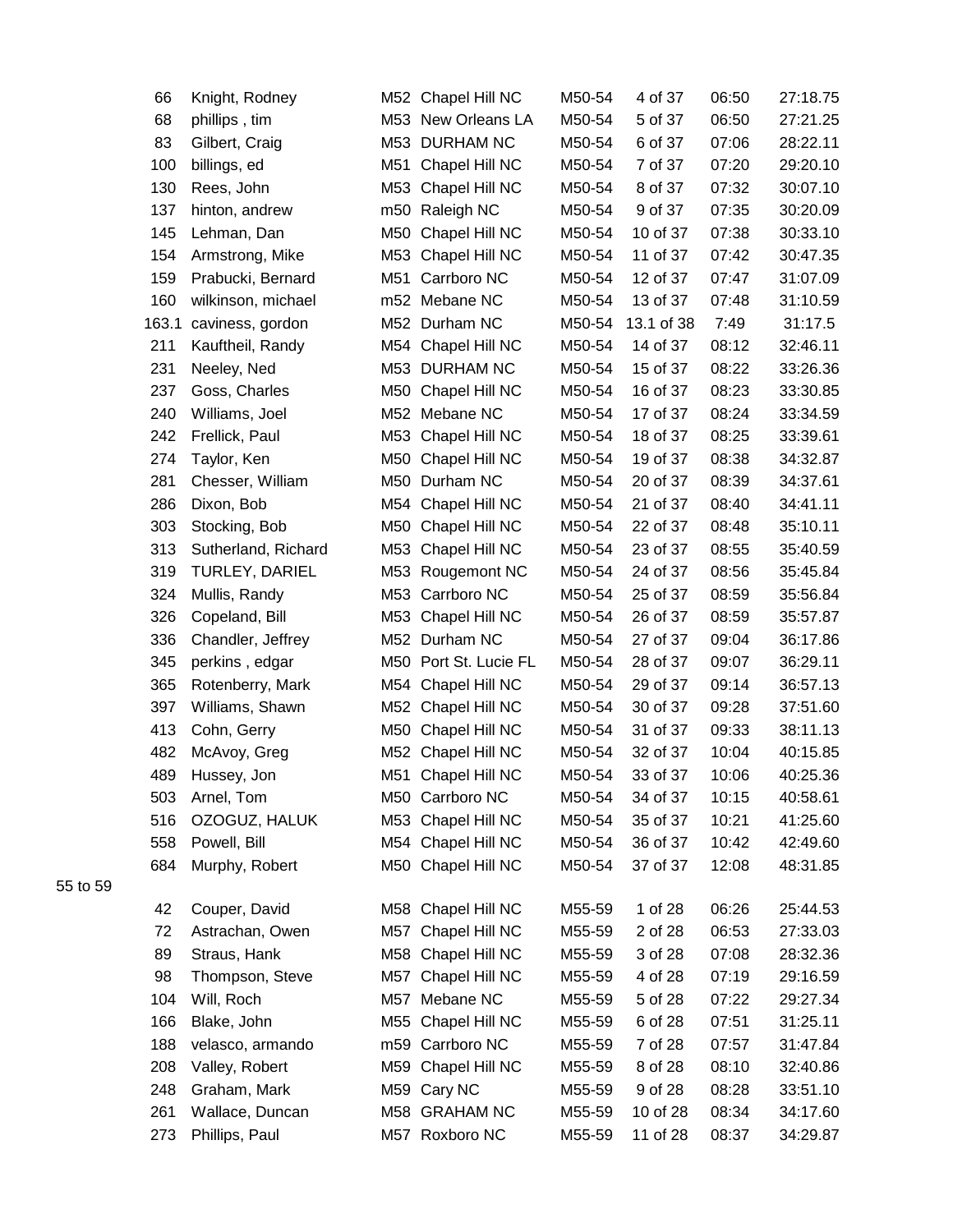| | | | | | | | |
|---|---|---|---|---|---|---|---|
| 66 | Knight, Rodney | M52 | Chapel Hill NC | M50-54 | 4 of 37 | 06:50 | 27:18.75 |
| 68 | phillips , tim | M53 | New Orleans LA | M50-54 | 5 of 37 | 06:50 | 27:21.25 |
| 83 | Gilbert, Craig | M53 | DURHAM NC | M50-54 | 6 of 37 | 07:06 | 28:22.11 |
| 100 | billings, ed | M51 | Chapel Hill NC | M50-54 | 7 of 37 | 07:20 | 29:20.10 |
| 130 | Rees, John | M53 | Chapel Hill NC | M50-54 | 8 of 37 | 07:32 | 30:07.10 |
| 137 | hinton, andrew | m50 | Raleigh NC | M50-54 | 9 of 37 | 07:35 | 30:20.09 |
| 145 | Lehman, Dan | M50 | Chapel Hill NC | M50-54 | 10 of 37 | 07:38 | 30:33.10 |
| 154 | Armstrong, Mike | M53 | Chapel Hill NC | M50-54 | 11 of 37 | 07:42 | 30:47.35 |
| 159 | Prabucki, Bernard | M51 | Carrboro NC | M50-54 | 12 of 37 | 07:47 | 31:07.09 |
| 160 | wilkinson, michael | m52 | Mebane NC | M50-54 | 13 of 37 | 07:48 | 31:10.59 |
| 163.1 | caviness, gordon | M52 | Durham NC | M50-54 | 13.1 of 38 | 7:49 | 31:17.5 |
| 211 | Kauftheil, Randy | M54 | Chapel Hill NC | M50-54 | 14 of 37 | 08:12 | 32:46.11 |
| 231 | Neeley, Ned | M53 | DURHAM NC | M50-54 | 15 of 37 | 08:22 | 33:26.36 |
| 237 | Goss, Charles | M50 | Chapel Hill NC | M50-54 | 16 of 37 | 08:23 | 33:30.85 |
| 240 | Williams, Joel | M52 | Mebane NC | M50-54 | 17 of 37 | 08:24 | 33:34.59 |
| 242 | Frellick, Paul | M53 | Chapel Hill NC | M50-54 | 18 of 37 | 08:25 | 33:39.61 |
| 274 | Taylor, Ken | M50 | Chapel Hill NC | M50-54 | 19 of 37 | 08:38 | 34:32.87 |
| 281 | Chesser, William | M50 | Durham NC | M50-54 | 20 of 37 | 08:39 | 34:37.61 |
| 286 | Dixon, Bob | M54 | Chapel Hill NC | M50-54 | 21 of 37 | 08:40 | 34:41.11 |
| 303 | Stocking, Bob | M50 | Chapel Hill NC | M50-54 | 22 of 37 | 08:48 | 35:10.11 |
| 313 | Sutherland, Richard | M53 | Chapel Hill NC | M50-54 | 23 of 37 | 08:55 | 35:40.59 |
| 319 | TURLEY, DARIEL | M53 | Rougemont NC | M50-54 | 24 of 37 | 08:56 | 35:45.84 |
| 324 | Mullis, Randy | M53 | Carrboro NC | M50-54 | 25 of 37 | 08:59 | 35:56.84 |
| 326 | Copeland, Bill | M53 | Chapel Hill NC | M50-54 | 26 of 37 | 08:59 | 35:57.87 |
| 336 | Chandler, Jeffrey | M52 | Durham NC | M50-54 | 27 of 37 | 09:04 | 36:17.86 |
| 345 | perkins , edgar | M50 | Port St. Lucie FL | M50-54 | 28 of 37 | 09:07 | 36:29.11 |
| 365 | Rotenberry, Mark | M54 | Chapel Hill NC | M50-54 | 29 of 37 | 09:14 | 36:57.13 |
| 397 | Williams, Shawn | M52 | Chapel Hill NC | M50-54 | 30 of 37 | 09:28 | 37:51.60 |
| 413 | Cohn, Gerry | M50 | Chapel Hill NC | M50-54 | 31 of 37 | 09:33 | 38:11.13 |
| 482 | McAvoy, Greg | M52 | Chapel Hill NC | M50-54 | 32 of 37 | 10:04 | 40:15.85 |
| 489 | Hussey, Jon | M51 | Chapel Hill NC | M50-54 | 33 of 37 | 10:06 | 40:25.36 |
| 503 | Arnel, Tom | M50 | Carrboro NC | M50-54 | 34 of 37 | 10:15 | 40:58.61 |
| 516 | OZOGUZ, HALUK | M53 | Chapel Hill NC | M50-54 | 35 of 37 | 10:21 | 41:25.60 |
| 558 | Powell, Bill | M54 | Chapel Hill NC | M50-54 | 36 of 37 | 10:42 | 42:49.60 |
| 684 | Murphy, Robert | M50 | Chapel Hill NC | M50-54 | 37 of 37 | 12:08 | 48:31.85 |

55 to 59

| | | | | | | | |
|---|---|---|---|---|---|---|---|
| 42 | Couper, David | M58 | Chapel Hill NC | M55-59 | 1 of 28 | 06:26 | 25:44.53 |
| 72 | Astrachan, Owen | M57 | Chapel Hill NC | M55-59 | 2 of 28 | 06:53 | 27:33.03 |
| 89 | Straus, Hank | M58 | Chapel Hill NC | M55-59 | 3 of 28 | 07:08 | 28:32.36 |
| 98 | Thompson, Steve | M57 | Chapel Hill NC | M55-59 | 4 of 28 | 07:19 | 29:16.59 |
| 104 | Will, Roch | M57 | Mebane NC | M55-59 | 5 of 28 | 07:22 | 29:27.34 |
| 166 | Blake, John | M55 | Chapel Hill NC | M55-59 | 6 of 28 | 07:51 | 31:25.11 |
| 188 | velasco, armando | m59 | Carrboro NC | M55-59 | 7 of 28 | 07:57 | 31:47.84 |
| 208 | Valley, Robert | M59 | Chapel Hill NC | M55-59 | 8 of 28 | 08:10 | 32:40.86 |
| 248 | Graham, Mark | M59 | Cary NC | M55-59 | 9 of 28 | 08:28 | 33:51.10 |
| 261 | Wallace, Duncan | M58 | GRAHAM NC | M55-59 | 10 of 28 | 08:34 | 34:17.60 |
| 273 | Phillips, Paul | M57 | Roxboro NC | M55-59 | 11 of 28 | 08:37 | 34:29.87 |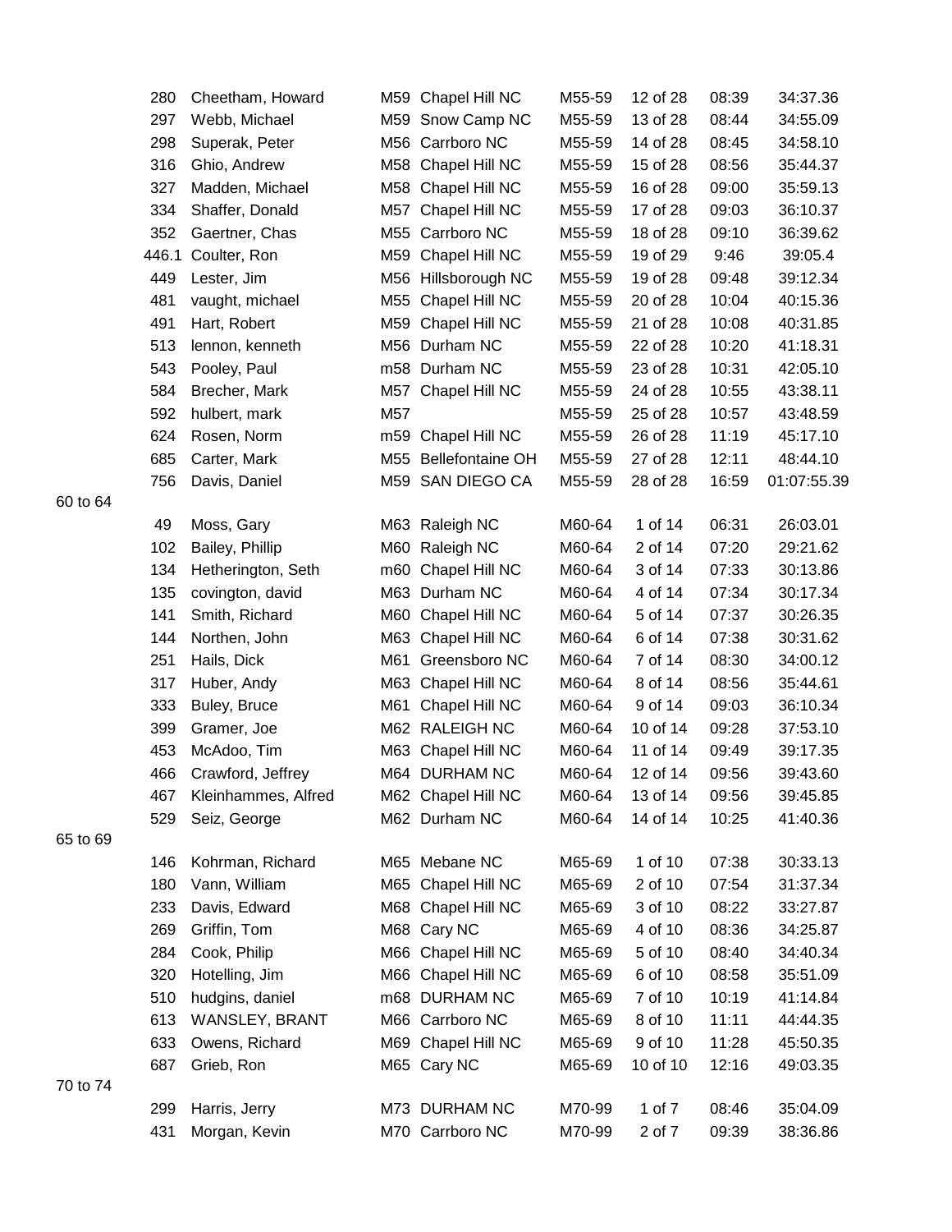| | | | | | | | | |
|---|---|---|---|---|---|---|---|---|
| | 280 | Cheetham, Howard | M59 | Chapel Hill NC | M55-59 | 12 of 28 | 08:39 | 34:37.36 |
| | 297 | Webb, Michael | M59 | Snow Camp NC | M55-59 | 13 of 28 | 08:44 | 34:55.09 |
| | 298 | Superak, Peter | M56 | Carrboro NC | M55-59 | 14 of 28 | 08:45 | 34:58.10 |
| | 316 | Ghio, Andrew | M58 | Chapel Hill NC | M55-59 | 15 of 28 | 08:56 | 35:44.37 |
| | 327 | Madden, Michael | M58 | Chapel Hill NC | M55-59 | 16 of 28 | 09:00 | 35:59.13 |
| | 334 | Shaffer, Donald | M57 | Chapel Hill NC | M55-59 | 17 of 28 | 09:03 | 36:10.37 |
| | 352 | Gaertner, Chas | M55 | Carrboro NC | M55-59 | 18 of 28 | 09:10 | 36:39.62 |
| | 446.1 | Coulter, Ron | M59 | Chapel Hill NC | M55-59 | 19 of 29 | 9:46 | 39:05.4 |
| | 449 | Lester, Jim | M56 | Hillsborough NC | M55-59 | 19 of 28 | 09:48 | 39:12.34 |
| | 481 | vaught, michael | M55 | Chapel Hill NC | M55-59 | 20 of 28 | 10:04 | 40:15.36 |
| | 491 | Hart, Robert | M59 | Chapel Hill NC | M55-59 | 21 of 28 | 10:08 | 40:31.85 |
| | 513 | lennon, kenneth | M56 | Durham NC | M55-59 | 22 of 28 | 10:20 | 41:18.31 |
| | 543 | Pooley, Paul | m58 | Durham NC | M55-59 | 23 of 28 | 10:31 | 42:05.10 |
| | 584 | Brecher, Mark | M57 | Chapel Hill NC | M55-59 | 24 of 28 | 10:55 | 43:38.11 |
| | 592 | hulbert, mark | M57 | | M55-59 | 25 of 28 | 10:57 | 43:48.59 |
| | 624 | Rosen, Norm | m59 | Chapel Hill NC | M55-59 | 26 of 28 | 11:19 | 45:17.10 |
| | 685 | Carter, Mark | M55 | Bellefontaine OH | M55-59 | 27 of 28 | 12:11 | 48:44.10 |
| | 756 | Davis, Daniel | M59 | SAN DIEGO CA | M55-59 | 28 of 28 | 16:59 | 01:07:55.39 |
| 60 to 64 | | | | | | | | |
| | 49 | Moss, Gary | M63 | Raleigh NC | M60-64 | 1 of 14 | 06:31 | 26:03.01 |
| | 102 | Bailey, Phillip | M60 | Raleigh NC | M60-64 | 2 of 14 | 07:20 | 29:21.62 |
| | 134 | Hetherington, Seth | m60 | Chapel Hill NC | M60-64 | 3 of 14 | 07:33 | 30:13.86 |
| | 135 | covington, david | M63 | Durham NC | M60-64 | 4 of 14 | 07:34 | 30:17.34 |
| | 141 | Smith, Richard | M60 | Chapel Hill NC | M60-64 | 5 of 14 | 07:37 | 30:26.35 |
| | 144 | Northen, John | M63 | Chapel Hill NC | M60-64 | 6 of 14 | 07:38 | 30:31.62 |
| | 251 | Hails, Dick | M61 | Greensboro NC | M60-64 | 7 of 14 | 08:30 | 34:00.12 |
| | 317 | Huber, Andy | M63 | Chapel Hill NC | M60-64 | 8 of 14 | 08:56 | 35:44.61 |
| | 333 | Buley, Bruce | M61 | Chapel Hill NC | M60-64 | 9 of 14 | 09:03 | 36:10.34 |
| | 399 | Gramer, Joe | M62 | RALEIGH NC | M60-64 | 10 of 14 | 09:28 | 37:53.10 |
| | 453 | McAdoo, Tim | M63 | Chapel Hill NC | M60-64 | 11 of 14 | 09:49 | 39:17.35 |
| | 466 | Crawford, Jeffrey | M64 | DURHAM NC | M60-64 | 12 of 14 | 09:56 | 39:43.60 |
| | 467 | Kleinhammes, Alfred | M62 | Chapel Hill NC | M60-64 | 13 of 14 | 09:56 | 39:45.85 |
| | 529 | Seiz, George | M62 | Durham NC | M60-64 | 14 of 14 | 10:25 | 41:40.36 |
| 65 to 69 | | | | | | | | |
| | 146 | Kohrman, Richard | M65 | Mebane NC | M65-69 | 1 of 10 | 07:38 | 30:33.13 |
| | 180 | Vann, William | M65 | Chapel Hill NC | M65-69 | 2 of 10 | 07:54 | 31:37.34 |
| | 233 | Davis, Edward | M68 | Chapel Hill NC | M65-69 | 3 of 10 | 08:22 | 33:27.87 |
| | 269 | Griffin, Tom | M68 | Cary NC | M65-69 | 4 of 10 | 08:36 | 34:25.87 |
| | 284 | Cook, Philip | M66 | Chapel Hill NC | M65-69 | 5 of 10 | 08:40 | 34:40.34 |
| | 320 | Hotelling, Jim | M66 | Chapel Hill NC | M65-69 | 6 of 10 | 08:58 | 35:51.09 |
| | 510 | hudgins, daniel | m68 | DURHAM NC | M65-69 | 7 of 10 | 10:19 | 41:14.84 |
| | 613 | WANSLEY, BRANT | M66 | Carrboro NC | M65-69 | 8 of 10 | 11:11 | 44:44.35 |
| | 633 | Owens, Richard | M69 | Chapel Hill NC | M65-69 | 9 of 10 | 11:28 | 45:50.35 |
| | 687 | Grieb, Ron | M65 | Cary NC | M65-69 | 10 of 10 | 12:16 | 49:03.35 |
| 70 to 74 | | | | | | | | |
| | 299 | Harris, Jerry | M73 | DURHAM NC | M70-99 | 1 of 7 | 08:46 | 35:04.09 |
| | 431 | Morgan, Kevin | M70 | Carrboro NC | M70-99 | 2 of 7 | 09:39 | 38:36.86 |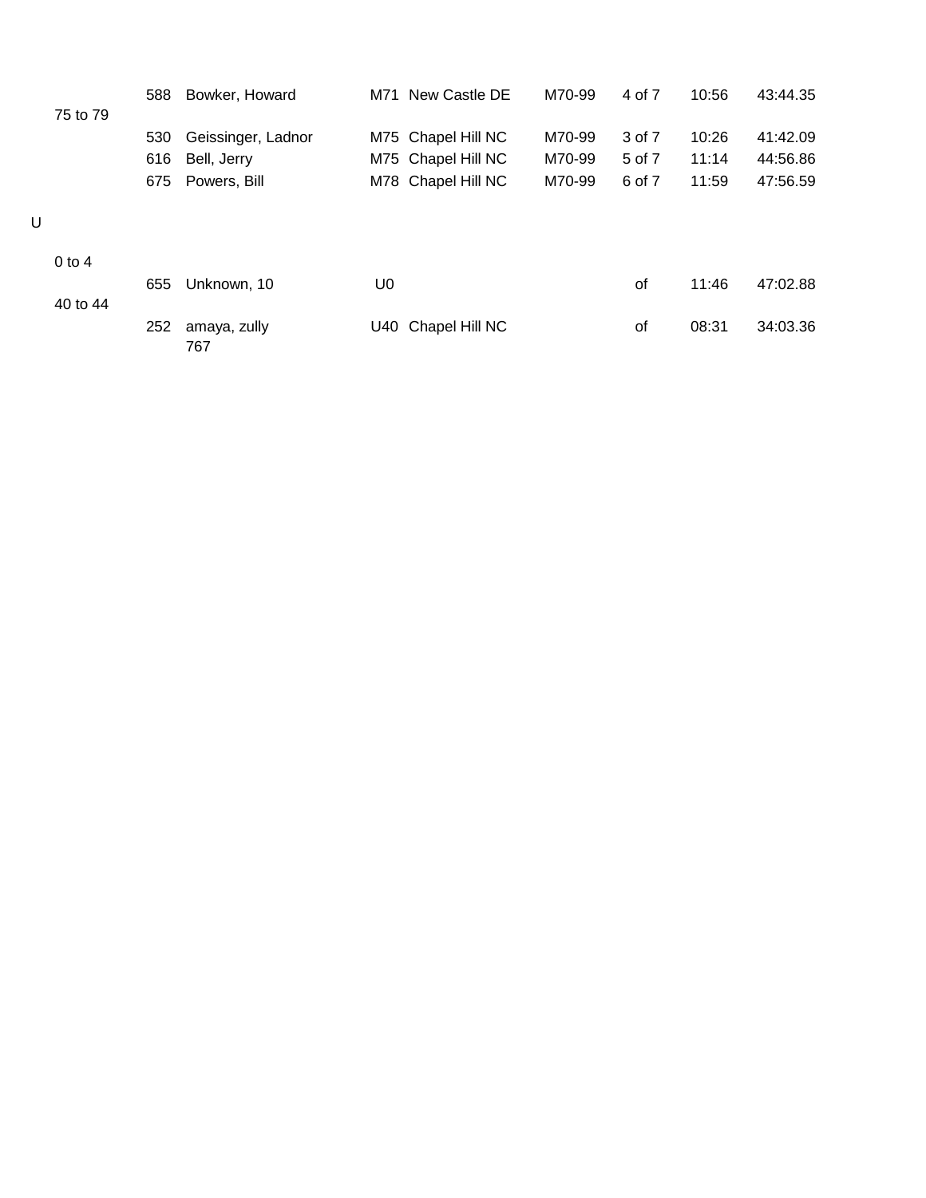| | | | | | | | | | |
|---|---|---|---|---|---|---|---|---|---|
| | | 588 | Bowker, Howard | M71 | New Castle DE | M70-99 | 4 of 7 | 10:56 | 43:44.35 |
| | 75 to 79 | | | | | | | | |
| | | 530 | Geissinger, Ladnor | M75 | Chapel Hill NC | M70-99 | 3 of 7 | 10:26 | 41:42.09 |
| | | 616 | Bell, Jerry | M75 | Chapel Hill NC | M70-99 | 5 of 7 | 11:14 | 44:56.86 |
| | | 675 | Powers, Bill | M78 | Chapel Hill NC | M70-99 | 6 of 7 | 11:59 | 47:56.59 |
| U | | | | | | | | | |
| | 0 to 4 | | | | | | | | |
| | | 655 | Unknown, 10 | U0 | | | of | 11:46 | 47:02.88 |
| | 40 to 44 | | | | | | | | |
| | | 252 | amaya, zully | U40 | Chapel Hill NC | | of | 08:31 | 34:03.36 |
| | | | 767 | | | | | | |